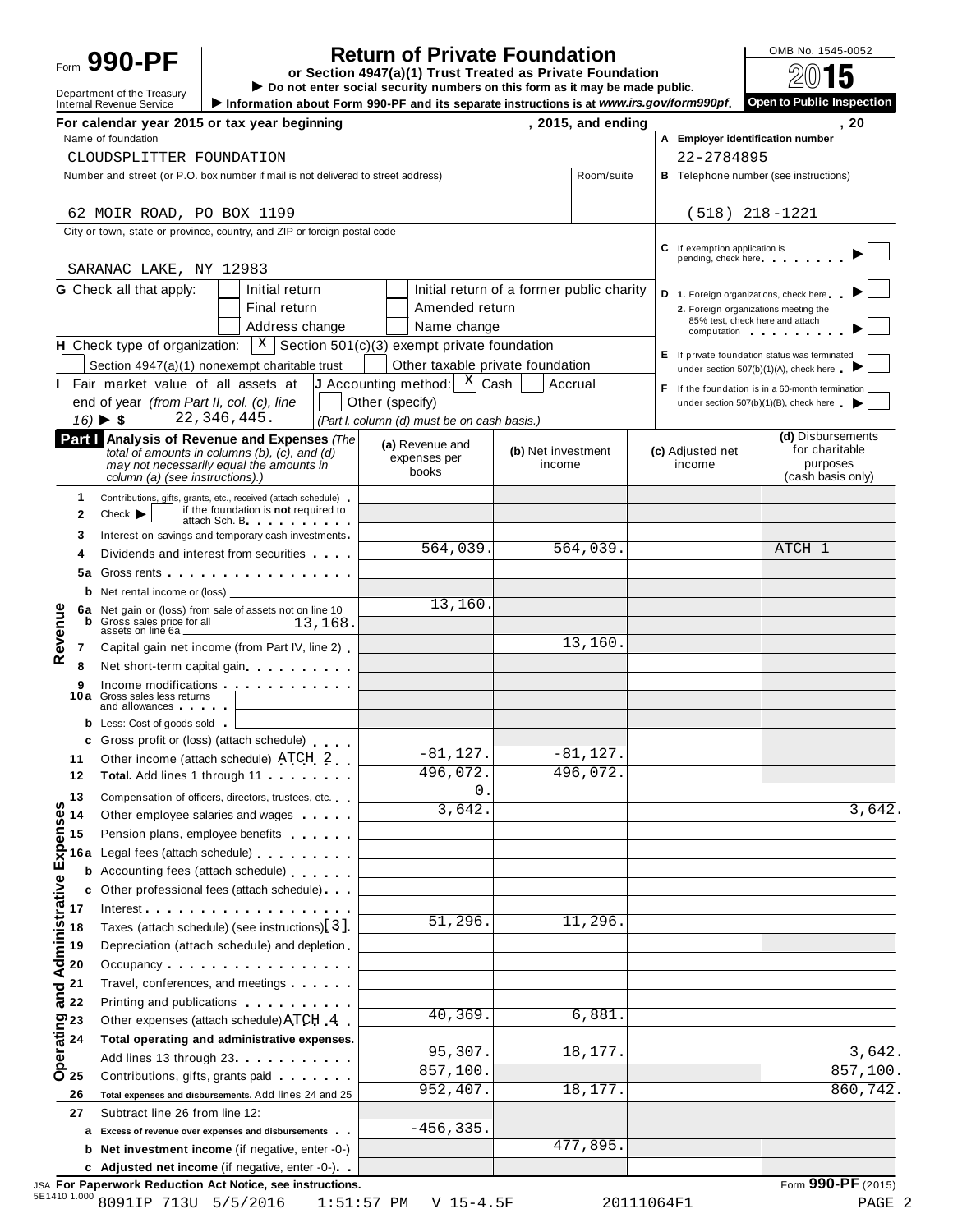Form **990-PF**

Department of the Treasury
Internal Revenue Service

# Return of Private Foundation

**or Section 4947(a)(1) Trust Treated as Private Foundation**

▶ Do not enter social security numbers on this form as it may be made public.

▶ Information about Form 990-PF and its separate instructions is at *www.irs.gov/form990pf*.

OMB No. 1545-0052

**2015**

**Open to Public Inspection**

For calendar year 2015 or tax year beginning , 2015, and ending , 20

Name of foundation: CLOUDSPLITTER FOUNDATION

A Employer identification number: 22-2784895

Number and street (or P.O. box number if mail is not delivered to street address): 62 MOIR ROAD, PO BOX 1199 — Room/suite:

B Telephone number (see instructions): (518) 218-1221

City or town, state or province, country, and ZIP or foreign postal code: SARANAC LAKE, NY 12983

C If exemption application is pending, check here ▶ ☐

G Check all that apply: ☐ Initial return ☐ Initial return of a former public charity ☐ Final return ☐ Amended return ☐ Address change ☐ Name change

D 1. Foreign organizations, check here ▶ ☐
2. Foreign organizations meeting the 85% test, check here and attach computation ▶ ☐

H Check type of organization: [X] Section 501(c)(3) exempt private foundation ☐ Section 4947(a)(1) nonexempt charitable trust ☐ Other taxable private foundation

E If private foundation status was terminated under section 507(b)(1)(A), check here ▶ ☐

I Fair market value of all assets at end of year *(from Part II, col. (c), line 16)* ▶ $ 22,346,445.

J Accounting method: [X] Cash ☐ Accrual ☐ Other (specify) *(Part I, column (d) must be on cash basis.)*

F If the foundation is in a 60-month termination under section 507(b)(1)(B), check here ▶ ☐

**Part I Analysis of Revenue and Expenses** *(The total of amounts in columns (b), (c), and (d) may not necessarily equal the amounts in column (a) (see instructions).)*

| | | (a) Revenue and expenses per books | (b) Net investment income | (c) Adjusted net income | (d) Disbursements for charitable purposes (cash basis only) |
|---|---|---|---|---|---|
| **Revenue** | 1 Contributions, gifts, grants, etc., received (attach schedule) | | | | |
| | 2 Check ▶ ☐ if the foundation is **not** required to attach Sch. B | | | | |
| | 3 Interest on savings and temporary cash investments | | | | |
| | 4 Dividends and interest from securities | 564,039. | 564,039. | | ATCH 1 |
| | 5a Gross rents | | | | |
| | b Net rental income or (loss) | | | | |
| | 6a Net gain or (loss) from sale of assets not on line 10 | 13,160. | | | |
| | b Gross sales price for all assets on line 6a 13,168. | | | | |
| | 7 Capital gain net income (from Part IV, line 2) | | 13,160. | | |
| | 8 Net short-term capital gain | | | | |
| | 9 Income modifications | | | | |
| | 10a Gross sales less returns and allowances | | | | |
| | b Less: Cost of goods sold | | | | |
| | c Gross profit or (loss) (attach schedule) | | | | |
| | 11 Other income (attach schedule) ATCH 2 | -81,127. | -81,127. | | |
| | 12 **Total.** Add lines 1 through 11 | 496,072. | 496,072. | | |
| **Operating and Administrative Expenses** | 13 Compensation of officers, directors, trustees, etc. | 0. | | | |
| | 14 Other employee salaries and wages | 3,642. | | | 3,642. |
| | 15 Pension plans, employee benefits | | | | |
| | 16a Legal fees (attach schedule) | | | | |
| | b Accounting fees (attach schedule) | | | | |
| | c Other professional fees (attach schedule) | | | | |
| | 17 Interest | | | | |
| | 18 Taxes (attach schedule) (see instructions)[3] | 51,296. | 11,296. | | |
| | 19 Depreciation (attach schedule) and depletion | | | | |
| | 20 Occupancy | | | | |
| | 21 Travel, conferences, and meetings | | | | |
| | 22 Printing and publications | | | | |
| | 23 Other expenses (attach schedule) ATCH 4 | 40,369. | 6,881. | | |
| | 24 **Total operating and administrative expenses.** Add lines 13 through 23 | 95,307. | 18,177. | | 3,642. |
| | 25 Contributions, gifts, grants paid | 857,100. | | | 857,100. |
| | 26 **Total expenses and disbursements.** Add lines 24 and 25 | 952,407. | 18,177. | | 860,742. |
| | 27 Subtract line 26 from line 12: | | | | |
| | a **Excess of revenue over expenses and disbursements** | -456,335. | | | |
| | b **Net investment income** (if negative, enter -0-) | | 477,895. | | |
| | c **Adjusted net income** (if negative, enter -0-) | | | | |

JSA **For Paperwork Reduction Act Notice, see instructions.** Form **990-PF** (2015)

5E1410 1.000 8091IP 713U 5/5/2016 1:51:57 PM V 15-4.5F 20111064F1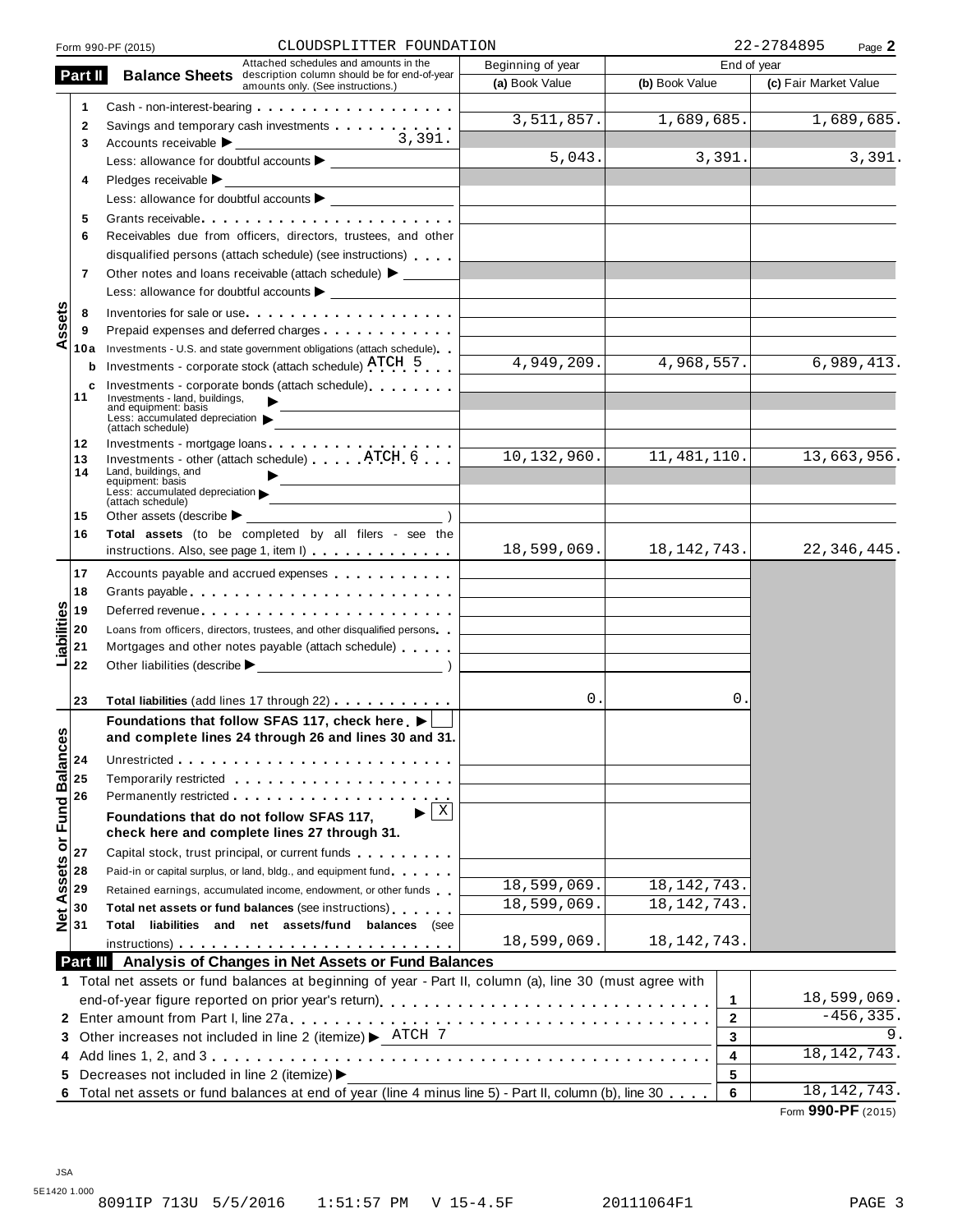Form 990-PF (2015) CLOUDSPLITTER FOUNDATION 22-2784895

## Part II Balance Sheets

Attached schedules and amounts in the description column should be for end-of-year amounts only. (See instructions.)

| | | | Beginning of year | End of year | |
|---|---|---|---|---|---|
| | | | (a) Book Value | (b) Book Value | (c) Fair Market Value |
| Assets | 1 | Cash - non-interest-bearing | | | |
| | 2 | Savings and temporary cash investments | 3,511,857. | 1,689,685. | 1,689,685. |
| | 3 | Accounts receivable ▶ 3,391. Less: allowance for doubtful accounts ▶ | 5,043. | 3,391. | 3,391. |
| | 4 | Pledges receivable ▶ Less: allowance for doubtful accounts ▶ | | | |
| | 5 | Grants receivable | | | |
| | 6 | Receivables due from officers, directors, trustees, and other disqualified persons (attach schedule) (see instructions) | | | |
| | 7 | Other notes and loans receivable (attach schedule) ▶ Less: allowance for doubtful accounts ▶ | | | |
| | 8 | Inventories for sale or use | | | |
| | 9 | Prepaid expenses and deferred charges | | | |
| | 10a | Investments - U.S. and state government obligations (attach schedule) | | | |
| | b | Investments - corporate stock (attach schedule) ATCH 5 | 4,949,209. | 4,968,557. | 6,989,413. |
| | c | Investments - corporate bonds (attach schedule) | | | |
| | 11 | Investments - land, buildings, and equipment: basis ▶ Less: accumulated depreciation ▶ (attach schedule) | | | |
| | 12 | Investments - mortgage loans | | | |
| | 13 | Investments - other (attach schedule) ATCH 6 | 10,132,960. | 11,481,110. | 13,663,956. |
| | 14 | Land, buildings, and equipment: basis ▶ Less: accumulated depreciation ▶ (attach schedule) | | | |
| | 15 | Other assets (describe ▶ ) | | | |
| | 16 | Total assets (to be completed by all filers - see the instructions. Also, see page 1, item I) | 18,599,069. | 18,142,743. | 22,346,445. |
| Liabilities | 17 | Accounts payable and accrued expenses | | | |
| | 18 | Grants payable | | | |
| | 19 | Deferred revenue | | | |
| | 20 | Loans from officers, directors, trustees, and other disqualified persons | | | |
| | 21 | Mortgages and other notes payable (attach schedule) | | | |
| | 22 | Other liabilities (describe ▶ ) | | | |
| | 23 | Total liabilities (add lines 17 through 22) | 0. | 0. | |
| Net Assets or Fund Balances | | Foundations that follow SFAS 117, check here ▶ ☐ and complete lines 24 through 26 and lines 30 and 31. | | | |
| | 24 | Unrestricted | | | |
| | 25 | Temporarily restricted | | | |
| | 26 | Permanently restricted | | | |
| | | Foundations that do not follow SFAS 117, check here and complete lines 27 through 31. ▶ X | | | |
| | 27 | Capital stock, trust principal, or current funds | | | |
| | 28 | Paid-in or capital surplus, or land, bldg., and equipment fund | | | |
| | 29 | Retained earnings, accumulated income, endowment, or other funds | 18,599,069. | 18,142,743. | |
| | 30 | Total net assets or fund balances (see instructions) | 18,599,069. | 18,142,743. | |
| | 31 | Total liabilities and net assets/fund balances (see instructions) | 18,599,069. | 18,142,743. | |

## Part III Analysis of Changes in Net Assets or Fund Balances

| | | | |
|---|---|---|---|
| 1 | Total net assets or fund balances at beginning of year - Part II, column (a), line 30 (must agree with end-of-year figure reported on prior year's return) | 1 | 18,599,069. |
| 2 | Enter amount from Part I, line 27a | 2 | -456,335. |
| 3 | Other increases not included in line 2 (itemize) ▶ ATCH 7 | 3 | 9. |
| 4 | Add lines 1, 2, and 3 | 4 | 18,142,743. |
| 5 | Decreases not included in line 2 (itemize) ▶ | 5 | |
| 6 | Total net assets or fund balances at end of year (line 4 minus line 5) - Part II, column (b), line 30 | 6 | 18,142,743. |

Form 990-PF (2015)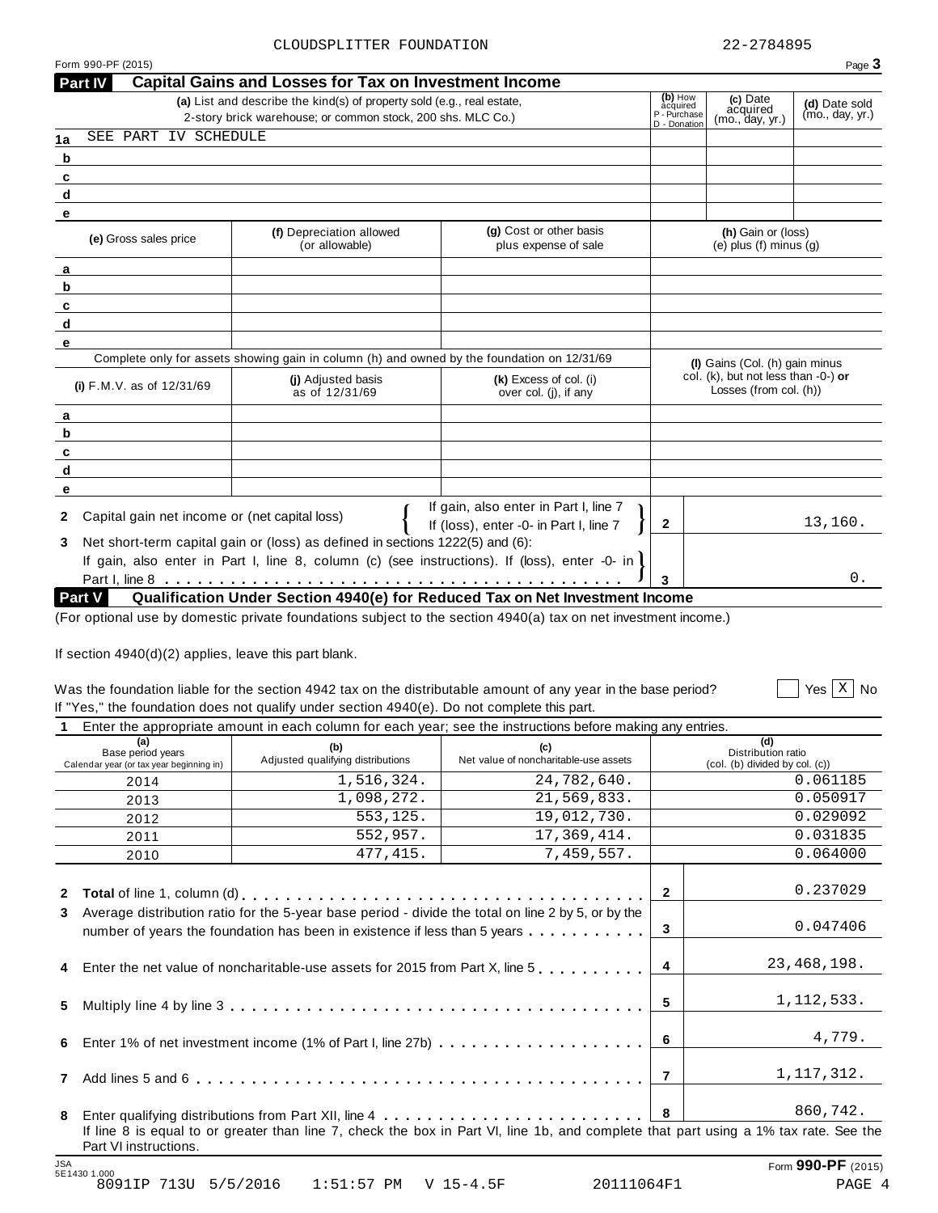CLOUDSPLITTER FOUNDATION 22-2784895

Form 990-PF (2015)

## Part IV Capital Gains and Losses for Tax on Investment Income

| | (a) List and describe the kind(s) of property sold (e.g., real estate, 2-story brick warehouse; or common stock, 200 shs. MLC Co.) | (b) How acquired P - Purchase D - Donation | (c) Date acquired (mo., day, yr.) | (d) Date sold (mo., day, yr.) |
|---|---|---|---|---|
| 1a | SEE PART IV SCHEDULE | | | |
| b | | | | |
| c | | | | |
| d | | | | |
| e | | | | |

| | (e) Gross sales price | (f) Depreciation allowed (or allowable) | (g) Cost or other basis plus expense of sale | (h) Gain or (loss) (e) plus (f) minus (g) |
|---|---|---|---|---|
| a | | | | |
| b | | | | |
| c | | | | |
| d | | | | |
| e | | | | |

Complete only for assets showing gain in column (h) and owned by the foundation on 12/31/69

| | (i) F.M.V. as of 12/31/69 | (j) Adjusted basis as of 12/31/69 | (k) Excess of col. (i) over col. (j), if any | (l) Gains (Col. (h) gain minus col. (k), but not less than -0-) or Losses (from col. (h)) |
|---|---|---|---|---|
| a | | | | |
| b | | | | |
| c | | | | |
| d | | | | |
| e | | | | |

**2** Capital gain net income or (net capital loss) { If gain, also enter in Part I, line 7 / If (loss), enter -0- in Part I, line 7 } — **2** — 13,160.

**3** Net short-term capital gain or (loss) as defined in sections 1222(5) and (6):
If gain, also enter in Part I, line 8, column (c) (see instructions). If (loss), enter -0- in Part I, line 8 — **3** — 0.

## Part V Qualification Under Section 4940(e) for Reduced Tax on Net Investment Income

(For optional use by domestic private foundations subject to the section 4940(a) tax on net investment income.)

If section 4940(d)(2) applies, leave this part blank.

Was the foundation liable for the section 4942 tax on the distributable amount of any year in the base period? ☐ Yes ☒ No

If "Yes," the foundation does not qualify under section 4940(e). Do not complete this part.

**1** Enter the appropriate amount in each column for each year; see the instructions before making any entries.

| (a) Base period years Calendar year (or tax year beginning in) | (b) Adjusted qualifying distributions | (c) Net value of noncharitable-use assets | (d) Distribution ratio (col. (b) divided by col. (c)) |
|---|---|---|---|
| 2014 | 1,516,324. | 24,782,640. | 0.061185 |
| 2013 | 1,098,272. | 21,569,833. | 0.050917 |
| 2012 | 553,125. | 19,012,730. | 0.029092 |
| 2011 | 552,957. | 17,369,414. | 0.031835 |
| 2010 | 477,415. | 7,459,557. | 0.064000 |

| | | | |
|---|---|---|---|
| **2** | **Total** of line 1, column (d) | 2 | 0.237029 |
| **3** | Average distribution ratio for the 5-year base period - divide the total on line 2 by 5, or by the number of years the foundation has been in existence if less than 5 years | 3 | 0.047406 |
| **4** | Enter the net value of noncharitable-use assets for 2015 from Part X, line 5 | 4 | 23,468,198. |
| **5** | Multiply line 4 by line 3 | 5 | 1,112,533. |
| **6** | Enter 1% of net investment income (1% of Part I, line 27b) | 6 | 4,779. |
| **7** | Add lines 5 and 6 | 7 | 1,117,312. |
| **8** | Enter qualifying distributions from Part XII, line 4 | 8 | 860,742. |

If line 8 is equal to or greater than line 7, check the box in Part VI, line 1b, and complete that part using a 1% tax rate. See the Part VI instructions.

JSA 5E1430 1.000 Form **990-PF** (2015)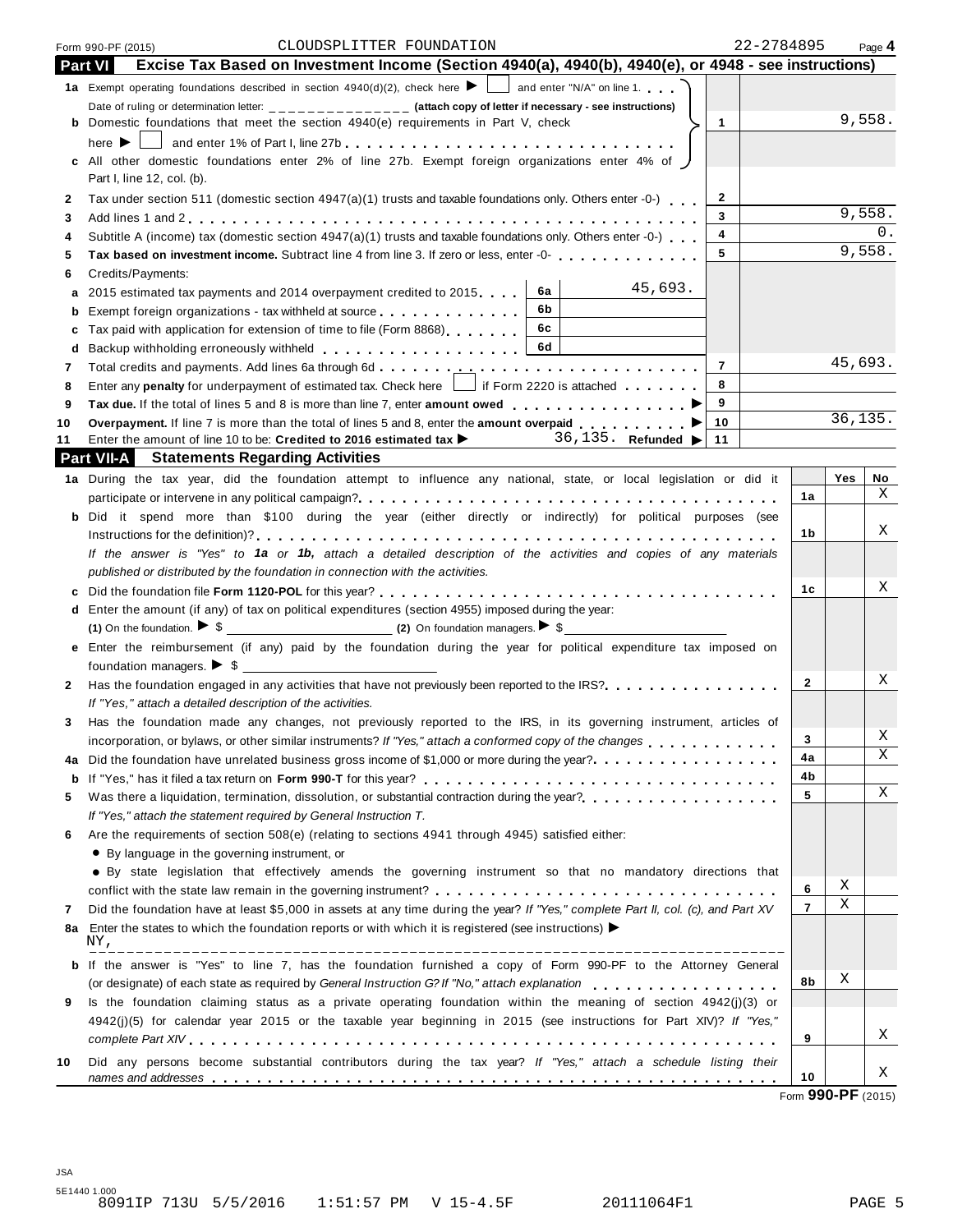Form 990-PF (2015) CLOUDSPLITTER FOUNDATION 22-2784895 Page 4

## Part VI Excise Tax Based on Investment Income (Section 4940(a), 4940(b), 4940(e), or 4948 - see instructions)

| | | | | |
|---|---|---|---|---|
| **1a** | Exempt operating foundations described in section 4940(d)(2), check here ▶ ☐ and enter "N/A" on line 1. Date of ruling or determination letter: _______________ (attach copy of letter if necessary - see instructions) | | | |
| **b** | Domestic foundations that meet the section 4940(e) requirements in Part V, check here ▶ ☐ and enter 1% of Part I, line 27b | | 1 | 9,558. |
| **c** | All other domestic foundations enter 2% of line 27b. Exempt foreign organizations enter 4% of Part I, line 12, col. (b). | | | |
| **2** | Tax under section 511 (domestic section 4947(a)(1) trusts and taxable foundations only. Others enter -0-) | | 2 | |
| **3** | Add lines 1 and 2 | | 3 | 9,558. |
| **4** | Subtitle A (income) tax (domestic section 4947(a)(1) trusts and taxable foundations only. Others enter -0-) | | 4 | 0. |
| **5** | **Tax based on investment income.** Subtract line 4 from line 3. If zero or less, enter -0- | | 5 | 9,558. |
| **6** | Credits/Payments: | | | |
| **a** | 2015 estimated tax payments and 2014 overpayment credited to 2015 | 6a 45,693. | | |
| **b** | Exempt foreign organizations - tax withheld at source | 6b | | |
| **c** | Tax paid with application for extension of time to file (Form 8868) | 6c | | |
| **d** | Backup withholding erroneously withheld | 6d | | |
| **7** | Total credits and payments. Add lines 6a through 6d | | 7 | 45,693. |
| **8** | Enter any **penalty** for underpayment of estimated tax. Check here ☐ if Form 2220 is attached | | 8 | |
| **9** | **Tax due.** If the total of lines 5 and 8 is more than line 7, enter **amount owed** ▶ | | 9 | |
| **10** | **Overpayment.** If line 7 is more than the total of lines 5 and 8, enter the **amount overpaid** ▶ | | 10 | 36,135. |
| **11** | Enter the amount of line 10 to be: **Credited to 2016 estimated tax** ▶ 36,135. **Refunded** ▶ | | 11 | |

## Part VII-A Statements Regarding Activities

| | | | Yes | No |
|---|---|---|---|---|
| **1a** | During the tax year, did the foundation attempt to influence any national, state, or local legislation or did it participate or intervene in any political campaign? | 1a | | X |
| **b** | Did it spend more than $100 during the year (either directly or indirectly) for political purposes (see Instructions for the definition)? | 1b | | X |
| | *If the answer is "Yes" to **1a** or **1b**, attach a detailed description of the activities and copies of any materials published or distributed by the foundation in connection with the activities.* | | | |
| **c** | Did the foundation file **Form 1120-POL** for this year? | 1c | | X |
| **d** | Enter the amount (if any) of tax on political expenditures (section 4955) imposed during the year: (1) On the foundation. ▶ $ ________ (2) On foundation managers. ▶ $ ________ | | | |
| **e** | Enter the reimbursement (if any) paid by the foundation during the year for political expenditure tax imposed on foundation managers. ▶ $ ________ | | | |
| **2** | Has the foundation engaged in any activities that have not previously been reported to the IRS? *If "Yes," attach a detailed description of the activities.* | 2 | | X |
| **3** | Has the foundation made any changes, not previously reported to the IRS, in its governing instrument, articles of incorporation, or bylaws, or other similar instruments? *If "Yes," attach a conformed copy of the changes* | 3 | | X |
| **4a** | Did the foundation have unrelated business gross income of $1,000 or more during the year? | 4a | | X |
| **b** | If "Yes," has it filed a tax return on **Form 990-T** for this year? | 4b | | |
| **5** | Was there a liquidation, termination, dissolution, or substantial contraction during the year? *If "Yes," attach the statement required by General Instruction T.* | 5 | | X |
| **6** | Are the requirements of section 508(e) (relating to sections 4941 through 4945) satisfied either: • By language in the governing instrument, or • By state legislation that effectively amends the governing instrument so that no mandatory directions that conflict with the state law remain in the governing instrument? | 6 | X | |
| **7** | Did the foundation have at least $5,000 in assets at any time during the year? *If "Yes," complete Part II, col. (c), and Part XV* | 7 | X | |
| **8a** | Enter the states to which the foundation reports or with which it is registered (see instructions) ▶ NY, | | | |
| **b** | If the answer is "Yes" to line 7, has the foundation furnished a copy of Form 990-PF to the Attorney General (or designate) of each state as required by *General Instruction G? If "No," attach explanation* | 8b | X | |
| **9** | Is the foundation claiming status as a private operating foundation within the meaning of section 4942(j)(3) or 4942(j)(5) for calendar year 2015 or the taxable year beginning in 2015 (see instructions for Part XIV)? *If "Yes," complete Part XIV* | 9 | | X |
| **10** | Did any persons become substantial contributors during the tax year? *If "Yes," attach a schedule listing their names and addresses* | 10 | | X |

Form **990-PF** (2015)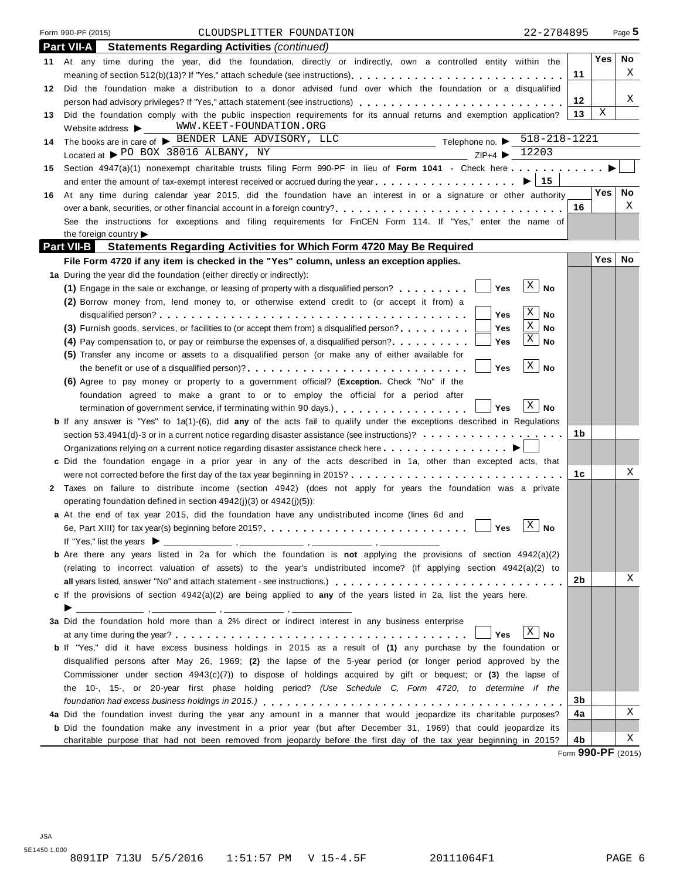Form 990-PF (2015) CLOUDSPLITTER FOUNDATION 22-2784895

## Part VII-A Statements Regarding Activities *(continued)*

| | | | Yes | No |
|---|---|---|---|---|
| 11 | At any time during the year, did the foundation, directly or indirectly, own a controlled entity within the meaning of section 512(b)(13)? If "Yes," attach schedule (see instructions) | 11 | | X |
| 12 | Did the foundation make a distribution to a donor advised fund over which the foundation or a disqualified person had advisory privileges? If "Yes," attach statement (see instructions) | 12 | | X |
| 13 | Did the foundation comply with the public inspection requirements for its annual returns and exemption application? | 13 | X | |

Website address ▶ WWW.KEET-FOUNDATION.ORG

14 The books are in care of ▶ BENDER LANE ADVISORY, LLC Telephone no. ▶ 518-218-1221

Located at ▶ PO BOX 38016 ALBANY, NY ZIP+4 ▶ 12203

15 Section 4947(a)(1) nonexempt charitable trusts filing Form 990-PF in lieu of **Form 1041** - Check here ▶ ☐

and enter the amount of tax-exempt interest received or accrued during the year ▶ | 15 |

| | | | Yes | No |
|---|---|---|---|---|
| 16 | At any time during calendar year 2015, did the foundation have an interest in or a signature or other authority over a bank, securities, or other financial account in a foreign country? | 16 | | X |

See the instructions for exceptions and filing requirements for FinCEN Form 114. If "Yes," enter the name of the foreign country ▶

## Part VII-B Statements Regarding Activities for Which Form 4720 May Be Required

**File Form 4720 if any item is checked in the "Yes" column, unless an exception applies.**

**1a** During the year did the foundation (either directly or indirectly):

(1) Engage in the sale or exchange, or leasing of property with a disqualified person? ☐ Yes ☒ No

(2) Borrow money from, lend money to, or otherwise extend credit to (or accept it from) a disqualified person? ☐ Yes ☒ No

(3) Furnish goods, services, or facilities to (or accept them from) a disqualified person? ☐ Yes ☒ No

(4) Pay compensation to, or pay or reimburse the expenses of, a disqualified person? ☐ Yes ☒ No

(5) Transfer any income or assets to a disqualified person (or make any of either available for the benefit or use of a disqualified person)? ☐ Yes ☒ No

(6) Agree to pay money or property to a government official? (**Exception.** Check "No" if the foundation agreed to make a grant to or to employ the official for a period after termination of government service, if terminating within 90 days.) ☐ Yes ☒ No

| | | | Yes | No |
|---|---|---|---|---|
| **b** | If any answer is "Yes" to 1a(1)-(6), did **any** of the acts fail to qualify under the exceptions described in Regulations section 53.4941(d)-3 or in a current notice regarding disaster assistance (see instructions)? | 1b | | |
| | Organizations relying on a current notice regarding disaster assistance check here ▶ ☐ | | | |
| **c** | Did the foundation engage in a prior year in any of the acts described in 1a, other than excepted acts, that were not corrected before the first day of the tax year beginning in 2015? | 1c | | X |

**2** Taxes on failure to distribute income (section 4942) (does not apply for years the foundation was a private operating foundation defined in section 4942(j)(3) or 4942(j)(5)):

**a** At the end of tax year 2015, did the foundation have any undistributed income (lines 6d and 6e, Part XIII) for tax year(s) beginning before 2015? ☐ Yes ☒ No

If "Yes," list the years ▶ ______ , ______ , ______ , ______

| | | | Yes | No |
|---|---|---|---|---|
| **b** | Are there any years listed in 2a for which the foundation is **not** applying the provisions of section 4942(a)(2) (relating to incorrect valuation of assets) to the year's undistributed income? (If applying section 4942(a)(2) to **all** years listed, answer "No" and attach statement - see instructions.) | 2b | | X |

**c** If the provisions of section 4942(a)(2) are being applied to **any** of the years listed in 2a, list the years here.

▶ ______ , ______ , ______ , ______

**3a** Did the foundation hold more than a 2% direct or indirect interest in any business enterprise at any time during the year? ☐ Yes ☒ No

| | | | Yes | No |
|---|---|---|---|---|
| **b** | If "Yes," did it have excess business holdings in 2015 as a result of **(1)** any purchase by the foundation or disqualified persons after May 26, 1969; **(2)** the lapse of the 5-year period (or longer period approved by the Commissioner under section 4943(c)(7)) to dispose of holdings acquired by gift or bequest; or **(3)** the lapse of the 10-, 15-, or 20-year first phase holding period? *(Use Schedule C, Form 4720, to determine if the foundation had excess business holdings in 2015.)* | 3b | | |
| **4a** | Did the foundation invest during the year any amount in a manner that would jeopardize its charitable purposes? | 4a | | X |
| **b** | Did the foundation make any investment in a prior year (but after December 31, 1969) that could jeopardize its charitable purpose that had not been removed from jeopardy before the first day of the tax year beginning in 2015? | 4b | | X |

Form **990-PF** (2015)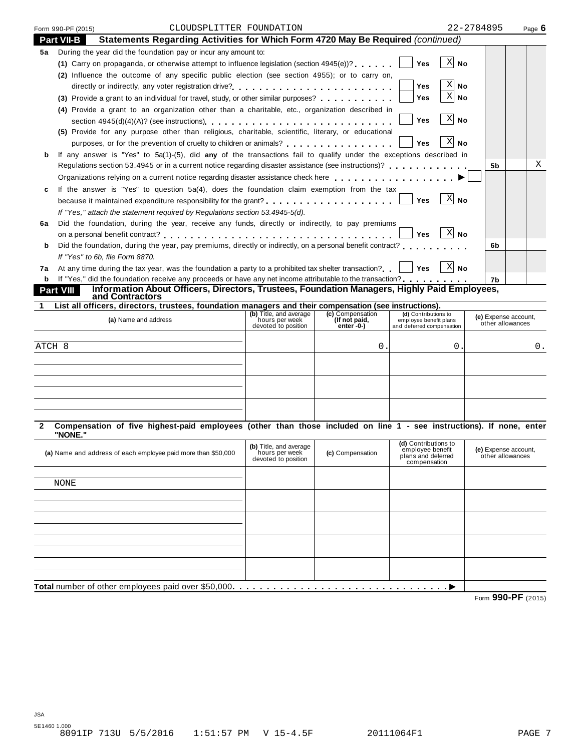Form 990-PF (2015) CLOUDSPLITTER FOUNDATION 22-2784895 Page **6**

## Part VII-B Statements Regarding Activities for Which Form 4720 May Be Required *(continued)*

**5a** During the year did the foundation pay or incur any amount to:

**(1)** Carry on propaganda, or otherwise attempt to influence legislation (section 4945(e))? . . . . . . ☐ Yes ☒ No

**(2)** Influence the outcome of any specific public election (see section 4955); or to carry on, directly or indirectly, any voter registration drive? . . . . . . . . . . . . . . . . . . . . . . . . ☐ Yes ☒ No

**(3)** Provide a grant to an individual for travel, study, or other similar purposes? . . . . . . . . . . . ☐ Yes ☒ No

**(4)** Provide a grant to an organization other than a charitable, etc., organization described in section 4945(d)(4)(A)? (see instructions) . . . . . . . . . . . . . . . . . . . . . . . . . . ☐ Yes ☒ No

**(5)** Provide for any purpose other than religious, charitable, scientific, literary, or educational purposes, or for the prevention of cruelty to children or animals? . . . . . . . . . . . . . . . . ☐ Yes ☒ No

**b** If any answer is "Yes" to 5a(1)-(5), did **any** of the transactions fail to qualify under the exceptions described in Regulations section 53.4945 or in a current notice regarding disaster assistance (see instructions)? . . . . . . . . . . . . **5b** X

Organizations relying on a current notice regarding disaster assistance check here . . . . . . . . . . . . . . . . . . ▶ ☐

**c** If the answer is "Yes" to question 5a(4), does the foundation claim exemption from the tax because it maintained expenditure responsibility for the grant? . . . . . . . . . . . . . . . . . . . ☐ Yes ☒ No

*If "Yes," attach the statement required by Regulations section 53.4945-5(d).*

**6a** Did the foundation, during the year, receive any funds, directly or indirectly, to pay premiums on a personal benefit contract? . . . . . . . . . . . . . . . . . . . . . . . . . . . . . . . . ☐ Yes ☒ No

**b** Did the foundation, during the year, pay premiums, directly or indirectly, on a personal benefit contract? . . . . . . . . . . **6b**

*If "Yes" to 6b, file Form 8870.*

**7a** At any time during the tax year, was the foundation a party to a prohibited tax shelter transaction? . . ☐ Yes ☒ No

**b** If "Yes," did the foundation receive any proceeds or have any net income attributable to the transaction? . . . . . . . . . . **7b**

## Part VIII Information About Officers, Directors, Trustees, Foundation Managers, Highly Paid Employees, and Contractors

**1 List all officers, directors, trustees, foundation managers and their compensation (see instructions).**

| (a) Name and address | (b) Title, and average hours per week devoted to position | (c) Compensation (If not paid, enter -0-) | (d) Contributions to employee benefit plans and deferred compensation | (e) Expense account, other allowances |
|---|---|---|---|---|
| ATCH 8 | | 0. | 0. | 0. |
| | | | | |
| | | | | |
| | | | | |

**2 Compensation of five highest-paid employees (other than those included on line 1 - see instructions). If none, enter "NONE."**

| (a) Name and address of each employee paid more than $50,000 | (b) Title, and average hours per week devoted to position | (c) Compensation | (d) Contributions to employee benefit plans and deferred compensation | (e) Expense account, other allowances |
|---|---|---|---|---|
| NONE | | | | |
| | | | | |
| | | | | |
| | | | | |
| | | | | |

**Total** number of other employees paid over $50,000 . . . . . . . . . . . . . . . . . . . . . . . . . . . . . . . ▶

Form **990-PF** (2015)

JSA
5E1460 1.000
8091IP 713U 5/5/2016 1:51:57 PM V 15-4.5F 20111064F1 PAGE 7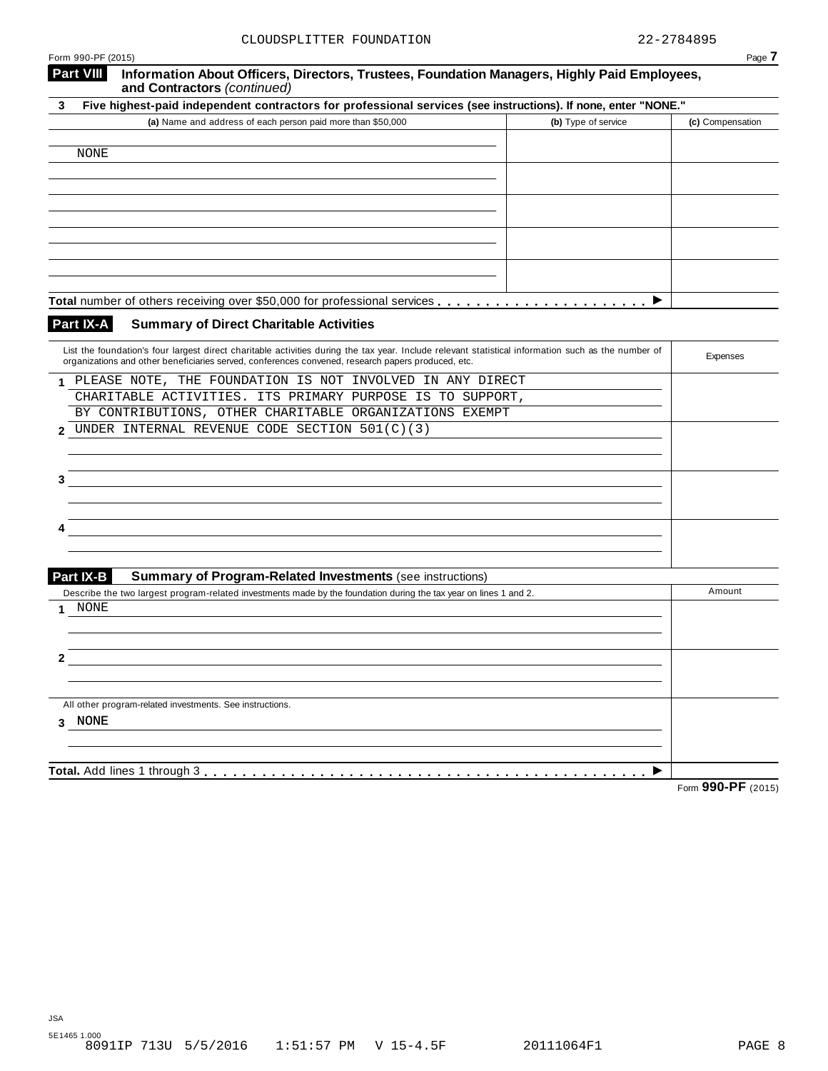CLOUDSPLITTER FOUNDATION 22-2784895

Form 990-PF (2015)

## Part VIII Information About Officers, Directors, Trustees, Foundation Managers, Highly Paid Employees, and Contractors *(continued)*

**3 Five highest-paid independent contractors for professional services (see instructions). If none, enter "NONE."**

| (a) Name and address of each person paid more than $50,000 | (b) Type of service | (c) Compensation |
|---|---|---|
| NONE | | |
| | | |
| | | |
| | | |
| | | |
| **Total** number of others receiving over $50,000 for professional services . . . . . . . . . . . . . . . . . . . . . . ▶ | | |

## Part IX-A Summary of Direct Charitable Activities

| List the foundation's four largest direct charitable activities during the tax year. Include relevant statistical information such as the number of organizations and other beneficiaries served, conferences convened, research papers produced, etc. | Expenses |
|---|---|
| **1** PLEASE NOTE, THE FOUNDATION IS NOT INVOLVED IN ANY DIRECT CHARITABLE ACTIVITIES. ITS PRIMARY PURPOSE IS TO SUPPORT, BY CONTRIBUTIONS, OTHER CHARITABLE ORGANIZATIONS EXEMPT | |
| **2** UNDER INTERNAL REVENUE CODE SECTION 501(C)(3) | |
| **3** | |
| **4** | |

## Part IX-B Summary of Program-Related Investments (see instructions)

| Describe the two largest program-related investments made by the foundation during the tax year on lines 1 and 2. | Amount |
|---|---|
| **1** NONE | |
| **2** | |
| All other program-related investments. See instructions. | |
| **3** NONE | |
| **Total.** Add lines 1 through 3 . . . . . . . . . . . . . . . . . . . . . . . . . . . . . . . . . . . . . . . . . . . . . . ▶ | |

Form **990-PF** (2015)

JSA
5E1465 1.000
8091IP 713U 5/5/2016 1:51:57 PM V 15-4.5F 20111064F1 PAGE 8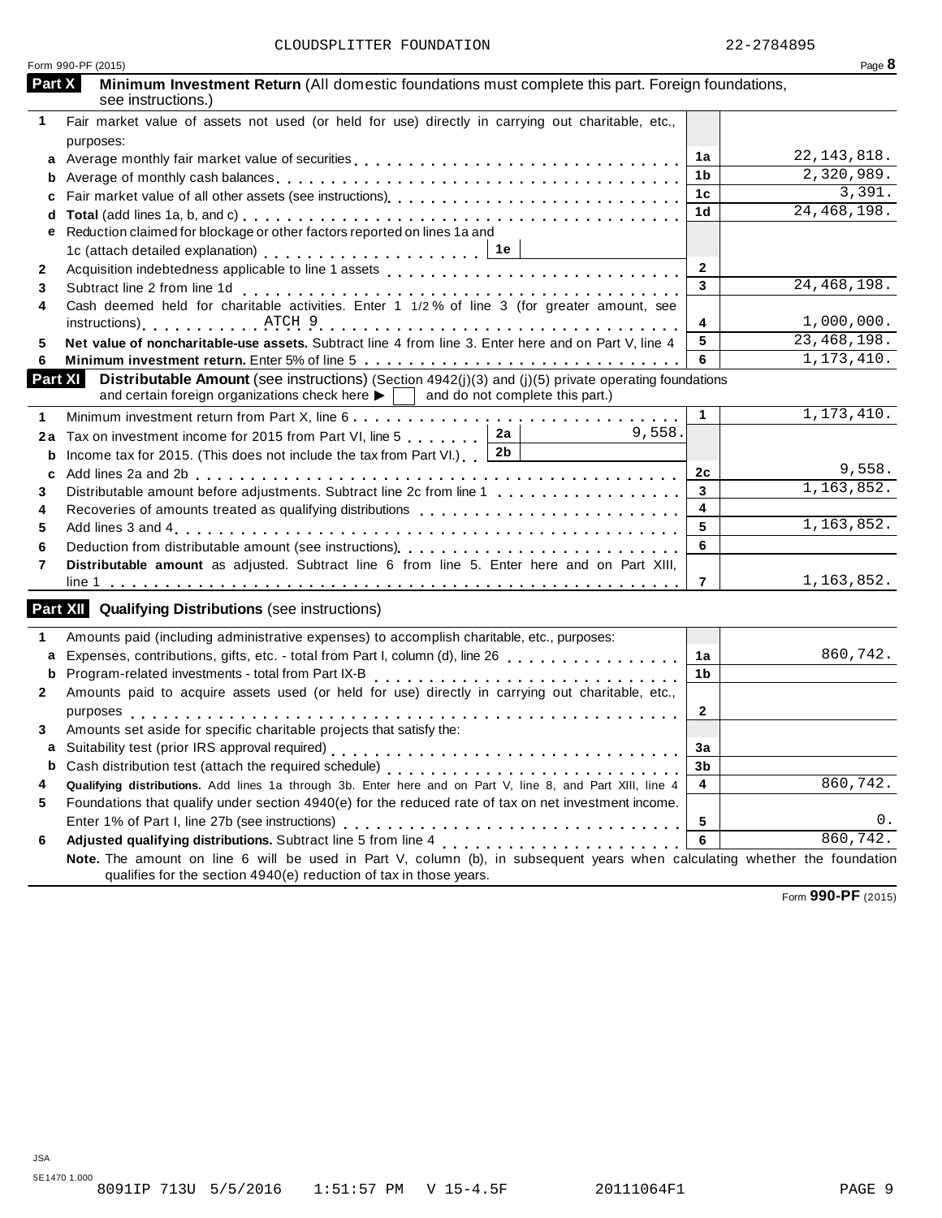CLOUDSPLITTER FOUNDATION 22-2784895

Form 990-PF (2015) Page **8**

## Part X Minimum Investment Return (All domestic foundations must complete this part. Foreign foundations, see instructions.)

| | | | |
|---|---|---|---|
| **1** | Fair market value of assets not used (or held for use) directly in carrying out charitable, etc., purposes: | | |
| **a** | Average monthly fair market value of securities | 1a | 22,143,818. |
| **b** | Average of monthly cash balances | 1b | 2,320,989. |
| **c** | Fair market value of all other assets (see instructions) | 1c | 3,391. |
| **d** | **Total** (add lines 1a, b, and c) | 1d | 24,468,198. |
| **e** | Reduction claimed for blockage or other factors reported on lines 1a and 1c (attach detailed explanation) — 1e | | |
| **2** | Acquisition indebtedness applicable to line 1 assets | 2 | |
| **3** | Subtract line 2 from line 1d | 3 | 24,468,198. |
| **4** | Cash deemed held for charitable activities. Enter 1 1/2 % of line 3 (for greater amount, see instructions) ATCH 9 | 4 | 1,000,000. |
| **5** | **Net value of noncharitable-use assets.** Subtract line 4 from line 3. Enter here and on Part V, line 4 | 5 | 23,468,198. |
| **6** | **Minimum investment return.** Enter 5% of line 5 | 6 | 1,173,410. |

## Part XI Distributable Amount (see instructions) (Section 4942(j)(3) and (j)(5) private operating foundations and certain foreign organizations check here ▶ ☐ and do not complete this part.)

| | | | |
|---|---|---|---|
| **1** | Minimum investment return from Part X, line 6 | 1 | 1,173,410. |
| **2a** | Tax on investment income for 2015 from Part VI, line 5 — 2a: 9,558. | | |
| **b** | Income tax for 2015. (This does not include the tax from Part VI.) — 2b | | |
| **c** | Add lines 2a and 2b | 2c | 9,558. |
| **3** | Distributable amount before adjustments. Subtract line 2c from line 1 | 3 | 1,163,852. |
| **4** | Recoveries of amounts treated as qualifying distributions | 4 | |
| **5** | Add lines 3 and 4 | 5 | 1,163,852. |
| **6** | Deduction from distributable amount (see instructions) | 6 | |
| **7** | **Distributable amount** as adjusted. Subtract line 6 from line 5. Enter here and on Part XIII, line 1 | 7 | 1,163,852. |

## Part XII Qualifying Distributions (see instructions)

| | | | |
|---|---|---|---|
| **1** | Amounts paid (including administrative expenses) to accomplish charitable, etc., purposes: | | |
| **a** | Expenses, contributions, gifts, etc. - total from Part I, column (d), line 26 | 1a | 860,742. |
| **b** | Program-related investments - total from Part IX-B | 1b | |
| **2** | Amounts paid to acquire assets used (or held for use) directly in carrying out charitable, etc., purposes | 2 | |
| **3** | Amounts set aside for specific charitable projects that satisfy the: | | |
| **a** | Suitability test (prior IRS approval required) | 3a | |
| **b** | Cash distribution test (attach the required schedule) | 3b | |
| **4** | **Qualifying distributions.** Add lines 1a through 3b. Enter here and on Part V, line 8, and Part XIII, line 4 | 4 | 860,742. |
| **5** | Foundations that qualify under section 4940(e) for the reduced rate of tax on net investment income. Enter 1% of Part I, line 27b (see instructions) | 5 | 0. |
| **6** | **Adjusted qualifying distributions.** Subtract line 5 from line 4 | 6 | 860,742. |

**Note.** The amount on line 6 will be used in Part V, column (b), in subsequent years when calculating whether the foundation qualifies for the section 4940(e) reduction of tax in those years.

Form **990-PF** (2015)

JSA
5E1470 1.000
8091IP 713U 5/5/2016 1:51:57 PM V 15-4.5F 20111064F1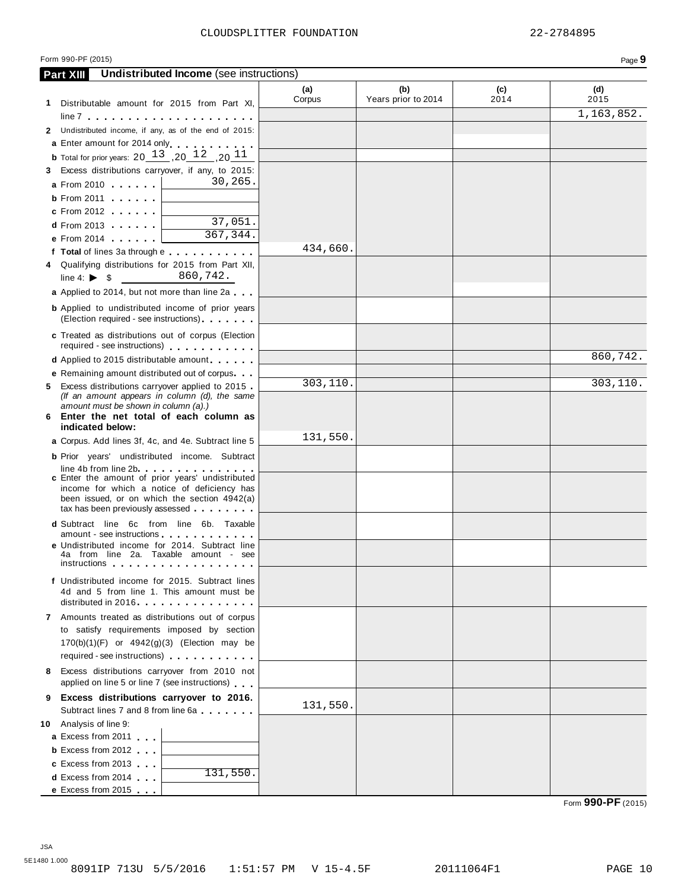CLOUDSPLITTER FOUNDATION 22-2784895

Form 990-PF (2015)

## Part XIII Undistributed Income (see instructions)

| | (a) Corpus | (b) Years prior to 2014 | (c) 2014 | (d) 2015 |
|---|---|---|---|---|
| **1** Distributable amount for 2015 from Part XI, line 7 | | | | 1,163,852. |
| **2** Undistributed income, if any, as of the end of 2015: | | | | |
| **a** Enter amount for 2014 only | | | | |
| **b** Total for prior years: 20 13 ,20 12 ,20 11 | | | | |
| **3** Excess distributions carryover, if any, to 2015: | | | | |
| **a** From 2010 ...... 30,265. | | | | |
| **b** From 2011 | | | | |
| **c** From 2012 | | | | |
| **d** From 2013 ...... 37,051. | | | | |
| **e** From 2014 ...... 367,344. | | | | |
| **f Total** of lines 3a through e | 434,660. | | | |
| **4** Qualifying distributions for 2015 from Part XII, line 4: ▶ $ 860,742. | | | | |
| **a** Applied to 2014, but not more than line 2a | | | | |
| **b** Applied to undistributed income of prior years (Election required - see instructions) | | | | |
| **c** Treated as distributions out of corpus (Election required - see instructions) | | | | |
| **d** Applied to 2015 distributable amount | | | | 860,742. |
| **e** Remaining amount distributed out of corpus | | | | |
| **5** Excess distributions carryover applied to 2015 *(If an amount appears in column (d), the same amount must be shown in column (a).)* | 303,110. | | | 303,110. |
| **6 Enter the net total of each column as indicated below:** | | | | |
| **a** Corpus. Add lines 3f, 4c, and 4e. Subtract line 5 | 131,550. | | | |
| **b** Prior years' undistributed income. Subtract line 4b from line 2b | | | | |
| **c** Enter the amount of prior years' undistributed income for which a notice of deficiency has been issued, or on which the section 4942(a) tax has been previously assessed | | | | |
| **d** Subtract line 6c from line 6b. Taxable amount - see instructions | | | | |
| **e** Undistributed income for 2014. Subtract line 4a from line 2a. Taxable amount - see instructions | | | | |
| **f** Undistributed income for 2015. Subtract lines 4d and 5 from line 1. This amount must be distributed in 2016 | | | | |
| **7** Amounts treated as distributions out of corpus to satisfy requirements imposed by section 170(b)(1)(F) or 4942(g)(3) (Election may be required - see instructions) | | | | |
| **8** Excess distributions carryover from 2010 not applied on line 5 or line 7 (see instructions) | | | | |
| **9 Excess distributions carryover to 2016.** Subtract lines 7 and 8 from line 6a | 131,550. | | | |
| **10** Analysis of line 9: | | | | |
| **a** Excess from 2011 | | | | |
| **b** Excess from 2012 | | | | |
| **c** Excess from 2013 | | | | |
| **d** Excess from 2014 ... 131,550. | | | | |
| **e** Excess from 2015 | | | | |

Form **990-PF** (2015)

JSA
5E1480 1.000
8091IP 713U 5/5/2016 1:51:57 PM V 15-4.5F 20111064F1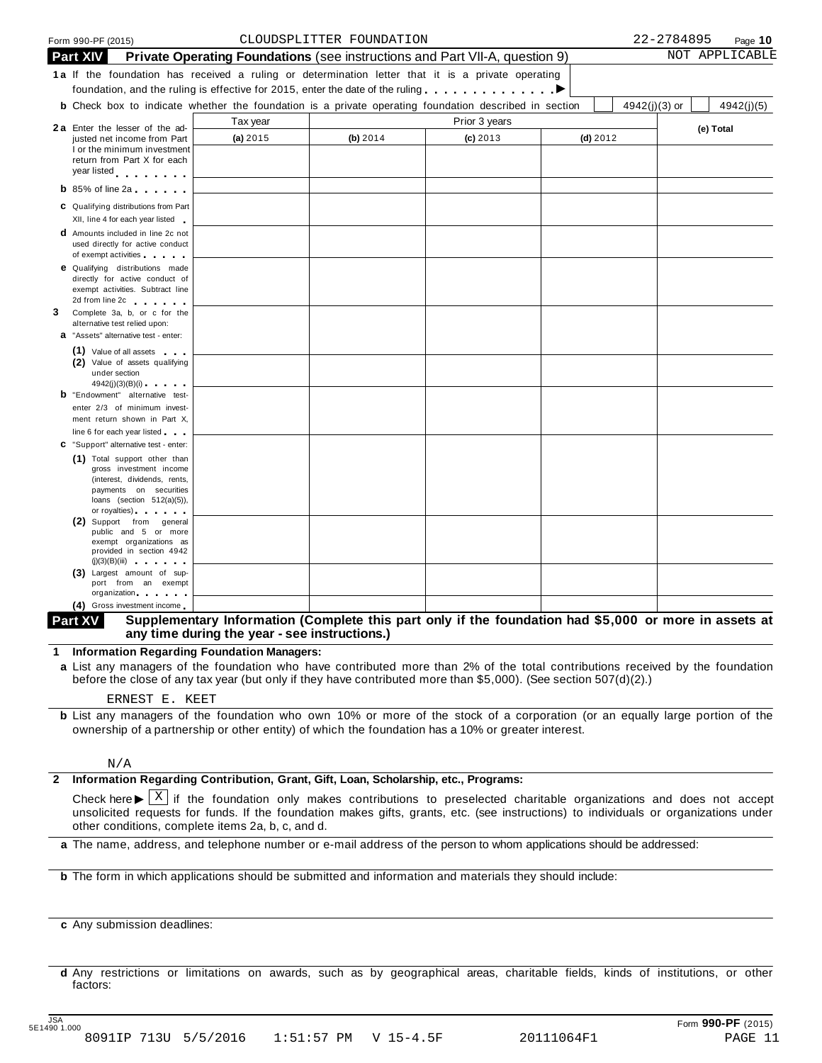Form 990-PF (2015) CLOUDSPLITTER FOUNDATION 22-2784895

## Part XIV Private Operating Foundations (see instructions and Part VII-A, question 9) NOT APPLICABLE

**1a** If the foundation has received a ruling or determination letter that it is a private operating foundation, and the ruling is effective for 2015, enter the date of the ruling . . . . . . . . . . . . . ▶

**b** Check box to indicate whether the foundation is a private operating foundation described in section [ ] 4942(j)(3) or [ ] 4942(j)(5)

| | Tax year | Prior 3 years | | | |
|---|---|---|---|---|---|
| | **(a)** 2015 | **(b)** 2014 | **(c)** 2013 | **(d)** 2012 | **(e) Total** |
| **2a** Enter the lesser of the adjusted net income from Part I or the minimum investment return from Part X for each year listed | | | | | |
| **b** 85% of line 2a | | | | | |
| **c** Qualifying distributions from Part XII, line 4 for each year listed | | | | | |
| **d** Amounts included in line 2c not used directly for active conduct of exempt activities | | | | | |
| **e** Qualifying distributions made directly for active conduct of exempt activities. Subtract line 2d from line 2c | | | | | |
| **3** Complete 3a, b, or c for the alternative test relied upon: **a** "Assets" alternative test - enter: **(1)** Value of all assets | | | | | |
| **(2)** Value of assets qualifying under section 4942(j)(3)(B)(i) | | | | | |
| **b** "Endowment" alternative test-enter 2/3 of minimum investment return shown in Part X, line 6 for each year listed | | | | | |
| **c** "Support" alternative test - enter: **(1)** Total support other than gross investment income (interest, dividends, rents, payments on securities loans (section 512(a)(5)), or royalties) | | | | | |
| **(2)** Support from general public and 5 or more exempt organizations as provided in section 4942 (j)(3)(B)(iii) | | | | | |
| **(3)** Largest amount of support from an exempt organization | | | | | |
| **(4)** Gross investment income | | | | | |

## Part XV Supplementary Information (Complete this part only if the foundation had $5,000 or more in assets at any time during the year - see instructions.)

**1 Information Regarding Foundation Managers:**

**a** List any managers of the foundation who have contributed more than 2% of the total contributions received by the foundation before the close of any tax year (but only if they have contributed more than $5,000). (See section 507(d)(2).)

ERNEST E. KEET

**b** List any managers of the foundation who own 10% or more of the stock of a corporation (or an equally large portion of the ownership of a partnership or other entity) of which the foundation has a 10% or greater interest.

N/A

**2 Information Regarding Contribution, Grant, Gift, Loan, Scholarship, etc., Programs:**

Check here ▶ [X] if the foundation only makes contributions to preselected charitable organizations and does not accept unsolicited requests for funds. If the foundation makes gifts, grants, etc. (see instructions) to individuals or organizations under other conditions, complete items 2a, b, c, and d.

**a** The name, address, and telephone number or e-mail address of the person to whom applications should be addressed:

**b** The form in which applications should be submitted and information and materials they should include:

**c** Any submission deadlines:

**d** Any restrictions or limitations on awards, such as by geographical areas, charitable fields, kinds of institutions, or other factors:

JSA 5E1490 1.000 Form **990-PF** (2015)

8091IP 713U 5/5/2016 1:51:57 PM V 15-4.5F 20111064F1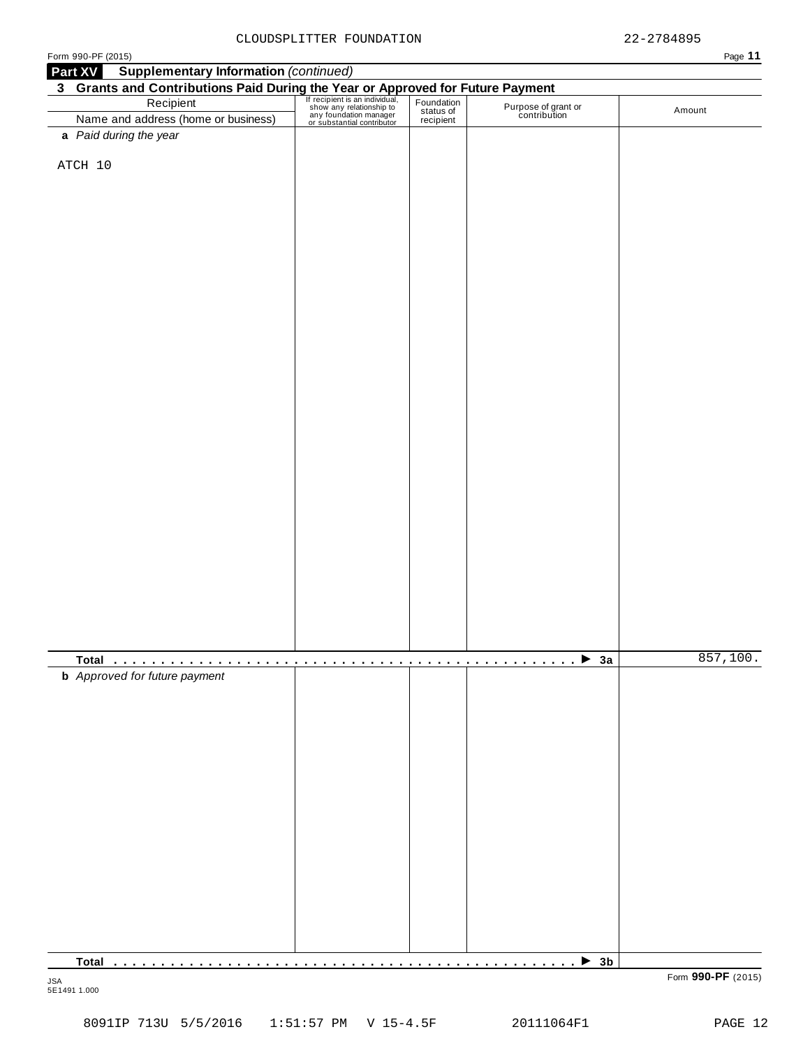CLOUDSPLITTER FOUNDATION 22-2784895

Form 990-PF (2015)

## Part XV Supplementary Information *(continued)*

### 3 Grants and Contributions Paid During the Year or Approved for Future Payment

| Recipient<br>Name and address (home or business) | If recipient is an individual, show any relationship to any foundation manager or substantial contributor | Foundation status of recipient | Purpose of grant or contribution | Amount |
|---|---|---|---|---|
| **a** *Paid during the year* | | | | |
| ATCH 10 | | | | |
| **Total** . . . . . . . . . . . . . . . . . . . . . . . . . . . . . . . . . . . . . . . . . . . . . . . . . ▶ **3a** | | | | 857,100. |
| **b** *Approved for future payment* | | | | |
| **Total** . . . . . . . . . . . . . . . . . . . . . . . . . . . . . . . . . . . . . . . . . . . . . . . . . ▶ **3b** | | | | |

JSA
5E1491 1.000

Form **990-PF** (2015)

8091IP 713U 5/5/2016 1:51:57 PM V 15-4.5F 20111064F1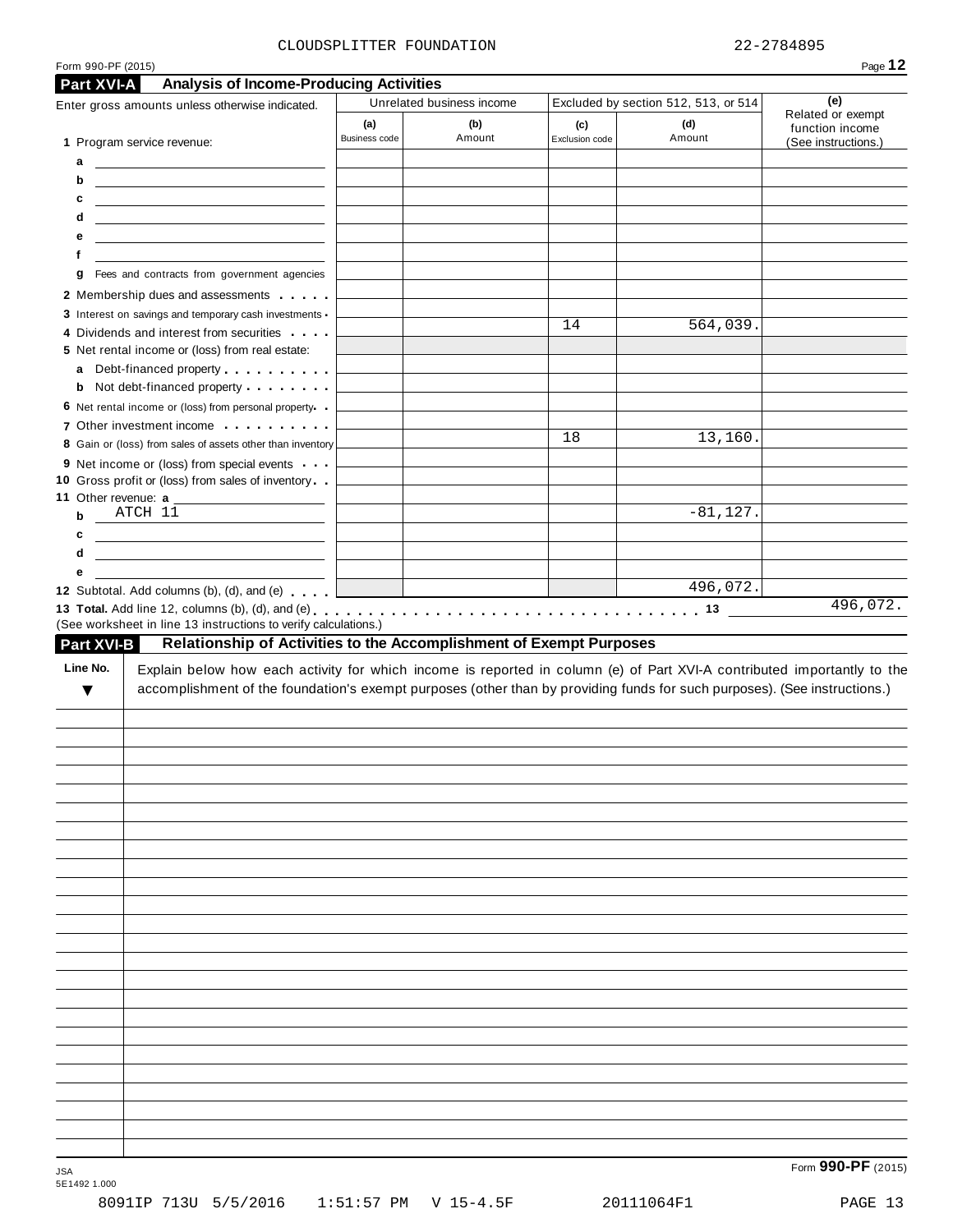CLOUDSPLITTER FOUNDATION 22-2784895

Form 990-PF (2015)

## Part XVI-A Analysis of Income-Producing Activities

| Enter gross amounts unless otherwise indicated. | Unrelated business income | | Excluded by section 512, 513, or 514 | | (e) Related or exempt function income (See instructions.) |
|---|---|---|---|---|---|
| | (a) Business code | (b) Amount | (c) Exclusion code | (d) Amount | |
| 1 Program service revenue: | | | | | |
| a | | | | | |
| b | | | | | |
| c | | | | | |
| d | | | | | |
| e | | | | | |
| f | | | | | |
| g Fees and contracts from government agencies | | | | | |
| 2 Membership dues and assessments | | | | | |
| 3 Interest on savings and temporary cash investments | | | | | |
| 4 Dividends and interest from securities | | | 14 | 564,039. | |
| 5 Net rental income or (loss) from real estate: | | | | | |
| a Debt-financed property | | | | | |
| b Not debt-financed property | | | | | |
| 6 Net rental income or (loss) from personal property | | | | | |
| 7 Other investment income | | | | | |
| 8 Gain or (loss) from sales of assets other than inventory | | | 18 | 13,160. | |
| 9 Net income or (loss) from special events | | | | | |
| 10 Gross profit or (loss) from sales of inventory | | | | | |
| 11 Other revenue: a | | | | | |
| b ATCH 11 | | | | -81,127. | |
| c | | | | | |
| d | | | | | |
| e | | | | | |
| 12 Subtotal. Add columns (b), (d), and (e) | | | | 496,072. | |

**13 Total.** Add line 12, columns (b), (d), and (e) . . . . . 13 496,072.

(See worksheet in line 13 instructions to verify calculations.)

## Part XVI-B Relationship of Activities to the Accomplishment of Exempt Purposes

| Line No. ▼ | Explain below how each activity for which income is reported in column (e) of Part XVI-A contributed importantly to the accomplishment of the foundation's exempt purposes (other than by providing funds for such purposes). (See instructions.) |
|---|---|
| | |

Form **990-PF** (2015)

JSA 5E1492 1.000

8091IP 713U 5/5/2016 1:51:57 PM V 15-4.5F 20111064F1 PAGE 13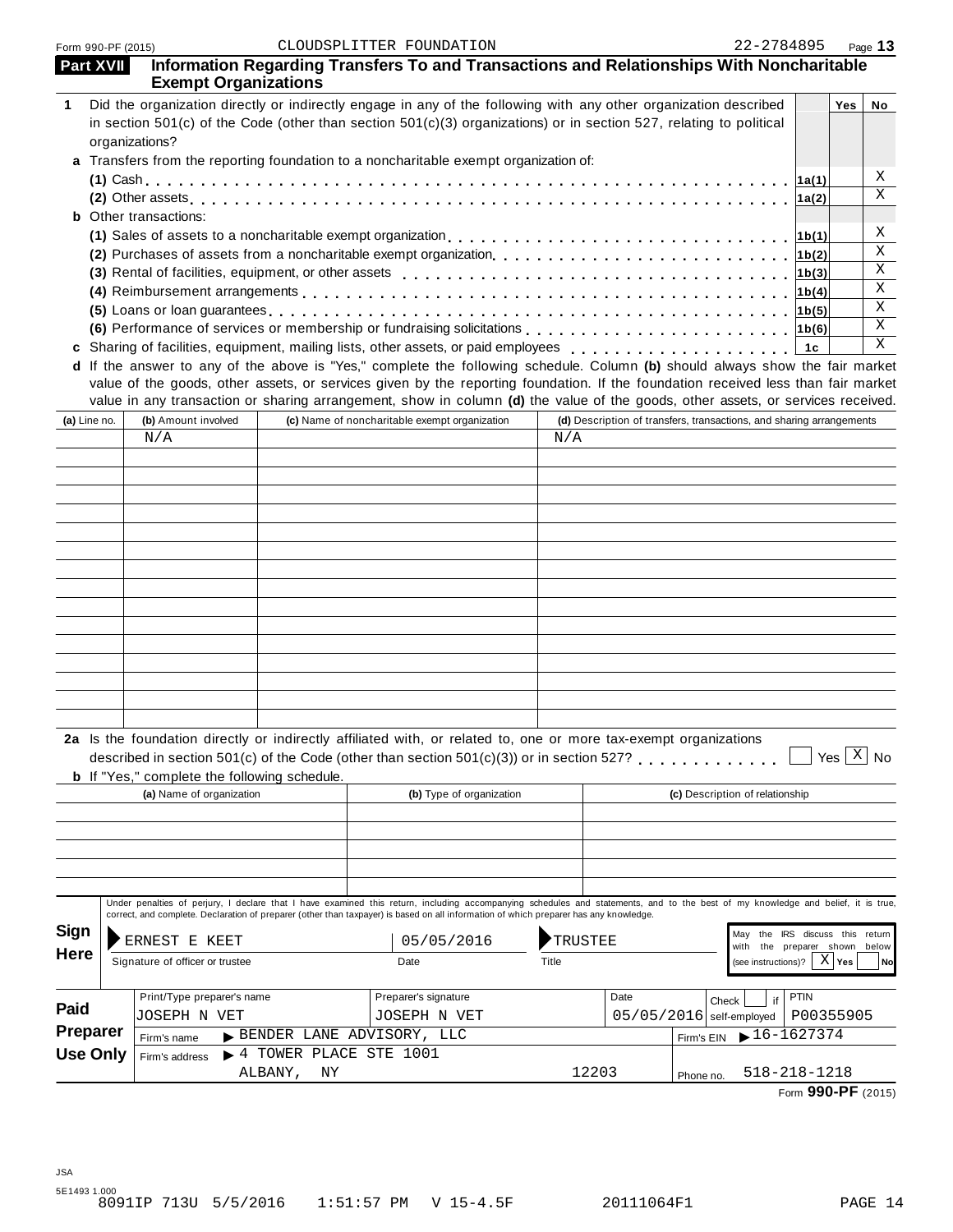Form 990-PF (2015) CLOUDSPLITTER FOUNDATION 22-2784895 Page **13**

## Part XVII Information Regarding Transfers To and Transactions and Relationships With Noncharitable Exempt Organizations

| | | | Yes | No |
|---|---|---|---|---|
| **1** | Did the organization directly or indirectly engage in any of the following with any other organization described in section 501(c) of the Code (other than section 501(c)(3) organizations) or in section 527, relating to political organizations? | | | |
| **a** | Transfers from the reporting foundation to a noncharitable exempt organization of: | | | |
| | **(1)** Cash | **1a(1)** | | X |
| | **(2)** Other assets | **1a(2)** | | X |
| **b** | Other transactions: | | | |
| | **(1)** Sales of assets to a noncharitable exempt organization | **1b(1)** | | X |
| | **(2)** Purchases of assets from a noncharitable exempt organization | **1b(2)** | | X |
| | **(3)** Rental of facilities, equipment, or other assets | **1b(3)** | | X |
| | **(4)** Reimbursement arrangements | **1b(4)** | | X |
| | **(5)** Loans or loan guarantees | **1b(5)** | | X |
| | **(6)** Performance of services or membership or fundraising solicitations | **1b(6)** | | X |
| **c** | Sharing of facilities, equipment, mailing lists, other assets, or paid employees | **1c** | | X |

**d** If the answer to any of the above is "Yes," complete the following schedule. Column **(b)** should always show the fair market value of the goods, other assets, or services given by the reporting foundation. If the foundation received less than fair market value in any transaction or sharing arrangement, show in column **(d)** the value of the goods, other assets, or services received.

| (a) Line no. | (b) Amount involved | (c) Name of noncharitable exempt organization | (d) Description of transfers, transactions, and sharing arrangements |
|---|---|---|---|
| | N/A | | N/A |

**2a** Is the foundation directly or indirectly affiliated with, or related to, one or more tax-exempt organizations described in section 501(c) of the Code (other than section 501(c)(3)) or in section 527? ☐ Yes ☒ No

**b** If "Yes," complete the following schedule.

| (a) Name of organization | (b) Type of organization | (c) Description of relationship |
|---|---|---|
| | | |

**Sign Here**

Under penalties of perjury, I declare that I have examined this return, including accompanying schedules and statements, and to the best of my knowledge and belief, it is true, correct, and complete. Declaration of preparer (other than taxpayer) is based on all information of which preparer has any knowledge.

| Signature of officer or trustee | Date | Title |
|---|---|---|
| ERNEST E KEET | 05/05/2016 | TRUSTEE |

May the IRS discuss this return with the preparer shown below (see instructions)? ☒ Yes ☐ No

**Paid Preparer Use Only**

| Print/Type preparer's name | Preparer's signature | Date | Check ☐ if self-employed | PTIN |
|---|---|---|---|---|
| JOSEPH N VET | JOSEPH N VET | 05/05/2016 | | P00355905 |

Firm's name ▶ BENDER LANE ADVISORY, LLC — Firm's EIN ▶ 16-1627374

Firm's address ▶ 4 TOWER PLACE STE 1001, ALBANY, NY 12203 — Phone no. 518-218-1218

Form **990-PF** (2015)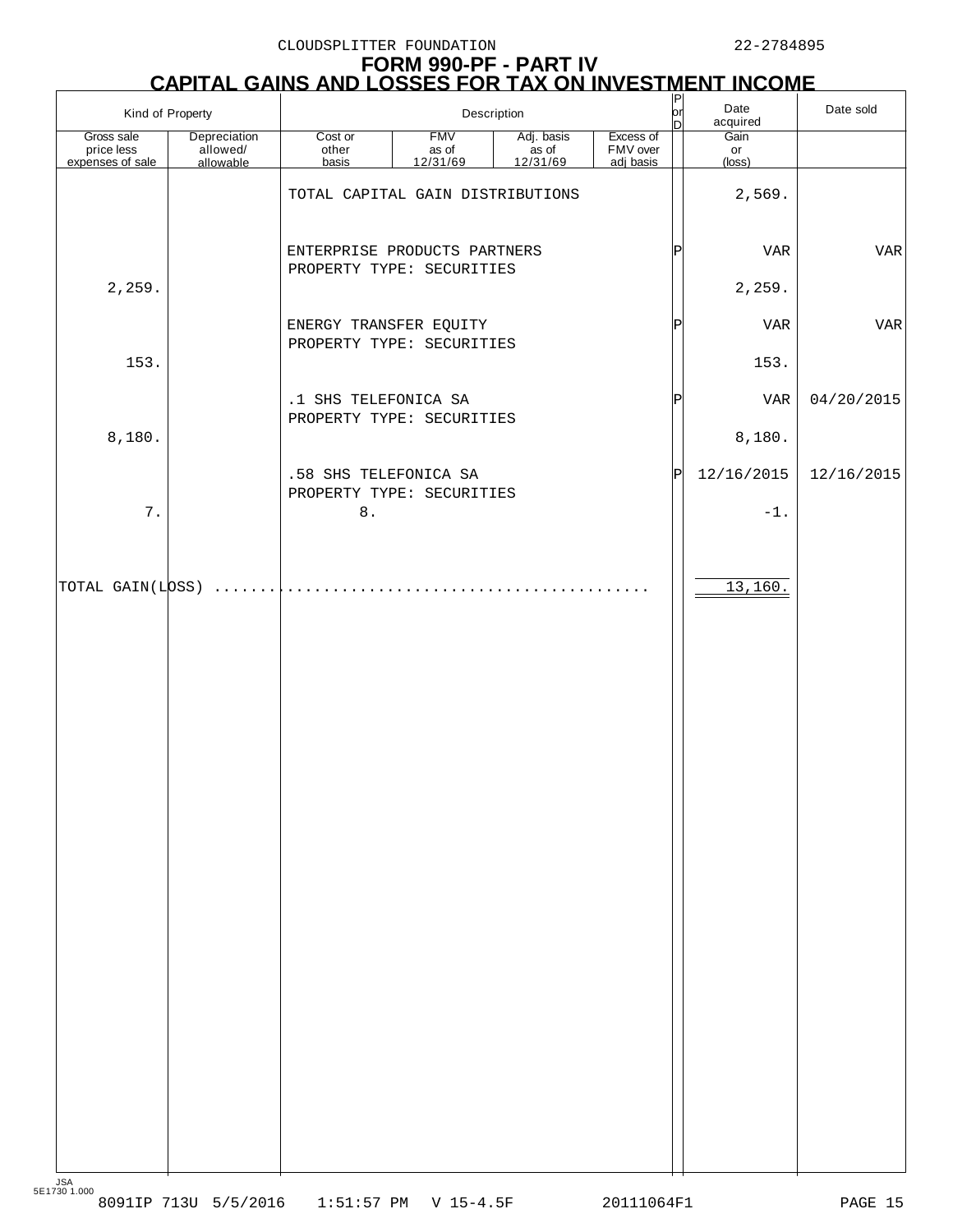CLOUDSPLITTER FOUNDATION 22-2784895

# FORM 990-PF - PART IV

## CAPITAL GAINS AND LOSSES FOR TAX ON INVESTMENT INCOME

| Kind of Property | | Description | | | | P or D | Date acquired | Date sold |
|---|---|---|---|---|---|---|---|---|
| Gross sale price less expenses of sale | Depreciation allowed/ allowable | Cost or other basis | FMV as of 12/31/69 | Adj. basis as of 12/31/69 | Excess of FMV over adj basis | | Gain or (loss) | |
| | | TOTAL CAPITAL GAIN DISTRIBUTIONS | | | | | 2,569. | |
| | | ENTERPRISE PRODUCTS PARTNERS PROPERTY TYPE: SECURITIES | | | | P | VAR | VAR |
| 2,259. | | | | | | | 2,259. | |
| | | ENERGY TRANSFER EQUITY PROPERTY TYPE: SECURITIES | | | | P | VAR | VAR |
| 153. | | | | | | | 153. | |
| | | .1 SHS TELEFONICA SA PROPERTY TYPE: SECURITIES | | | | P | VAR | 04/20/2015 |
| 8,180. | | | | | | | 8,180. | |
| | | .58 SHS TELEFONICA SA PROPERTY TYPE: SECURITIES | | | | P | 12/16/2015 | 12/16/2015 |
| 7. | | 8. | | | | | -1. | |
| TOTAL GAIN(LOSS) | | | | | | | 13,160. | |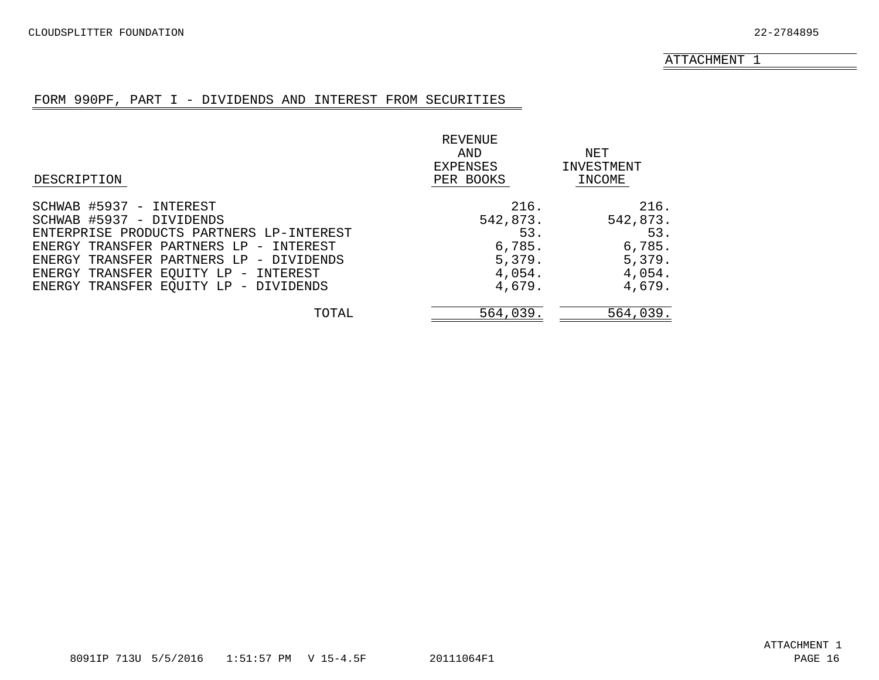CLOUDSPLITTER FOUNDATION 22-2784895

ATTACHMENT 1

## FORM 990PF, PART I - DIVIDENDS AND INTEREST FROM SECURITIES

| DESCRIPTION | REVENUE AND EXPENSES PER BOOKS | NET INVESTMENT INCOME |
|---|---|---|
| SCHWAB #5937 - INTEREST | 216. | 216. |
| SCHWAB #5937 - DIVIDENDS | 542,873. | 542,873. |
| ENTERPRISE PRODUCTS PARTNERS LP-INTEREST | 53. | 53. |
| ENERGY TRANSFER PARTNERS LP - INTEREST | 6,785. | 6,785. |
| ENERGY TRANSFER PARTNERS LP - DIVIDENDS | 5,379. | 5,379. |
| ENERGY TRANSFER EQUITY LP - INTEREST | 4,054. | 4,054. |
| ENERGY TRANSFER EQUITY LP - DIVIDENDS | 4,679. | 4,679. |
| TOTAL | 564,039. | 564,039. |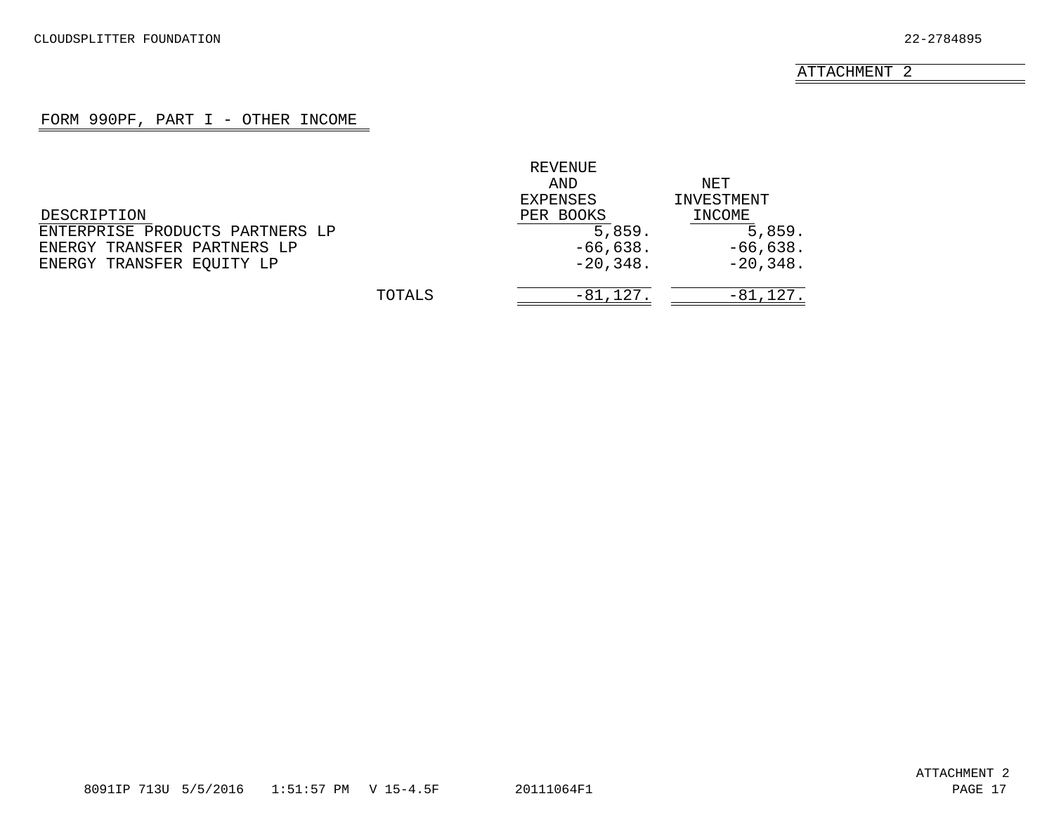CLOUDSPLITTER FOUNDATION 22-2784895

ATTACHMENT 2

## FORM 990PF, PART I - OTHER INCOME

| DESCRIPTION | REVENUE AND EXPENSES PER BOOKS | NET INVESTMENT INCOME |
|---|---|---|
| ENTERPRISE PRODUCTS PARTNERS LP | 5,859. | 5,859. |
| ENERGY TRANSFER PARTNERS LP | -66,638. | -66,638. |
| ENERGY TRANSFER EQUITY LP | -20,348. | -20,348. |
| TOTALS | -81,127. | -81,127. |

8091IP 713U 5/5/2016 1:51:57 PM V 15-4.5F 20111064F1

ATTACHMENT 2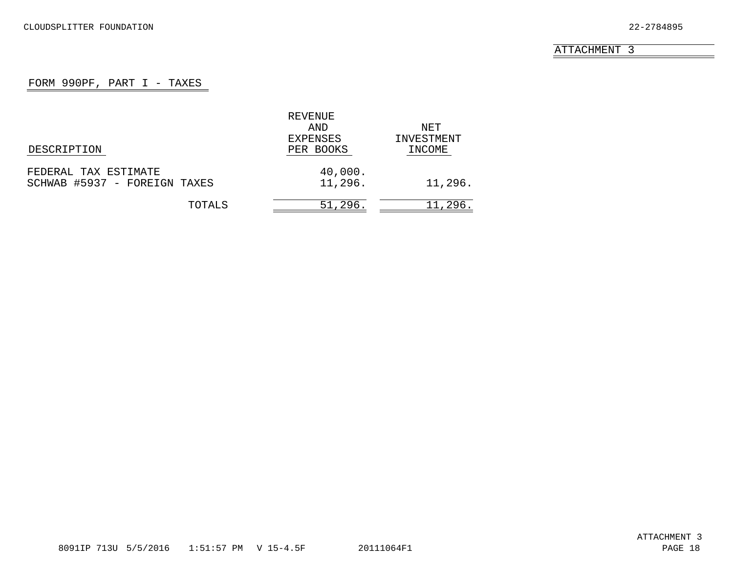CLOUDSPLITTER FOUNDATION 22-2784895

ATTACHMENT 3

## FORM 990PF, PART I - TAXES

| DESCRIPTION | REVENUE AND EXPENSES PER BOOKS | NET INVESTMENT INCOME |
|---|---|---|
| FEDERAL TAX ESTIMATE | 40,000. | |
| SCHWAB #5937 - FOREIGN TAXES | 11,296. | 11,296. |
| TOTALS | 51,296. | 11,296. |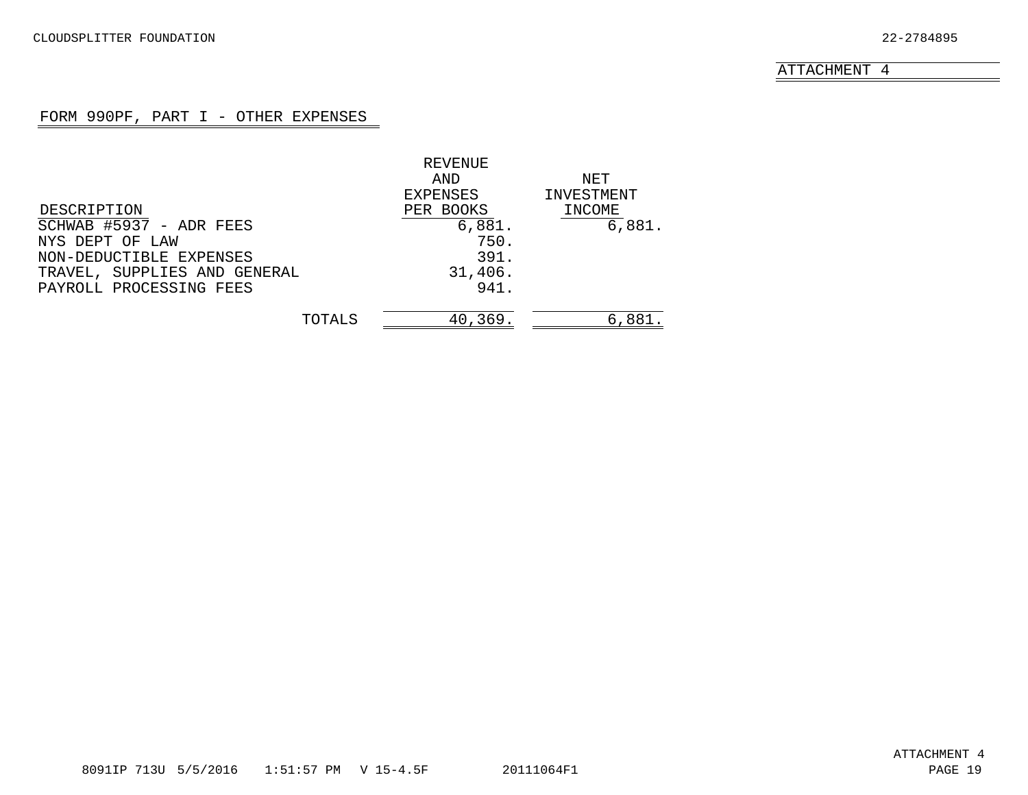CLOUDSPLITTER FOUNDATION 22-2784895

ATTACHMENT 4

## FORM 990PF, PART I - OTHER EXPENSES

| DESCRIPTION | REVENUE AND EXPENSES PER BOOKS | NET INVESTMENT INCOME |
|---|---|---|
| SCHWAB #5937 - ADR FEES | 6,881. | 6,881. |
| NYS DEPT OF LAW | 750. | |
| NON-DEDUCTIBLE EXPENSES | 391. | |
| TRAVEL, SUPPLIES AND GENERAL | 31,406. | |
| PAYROLL PROCESSING FEES | 941. | |
| TOTALS | 40,369. | 6,881. |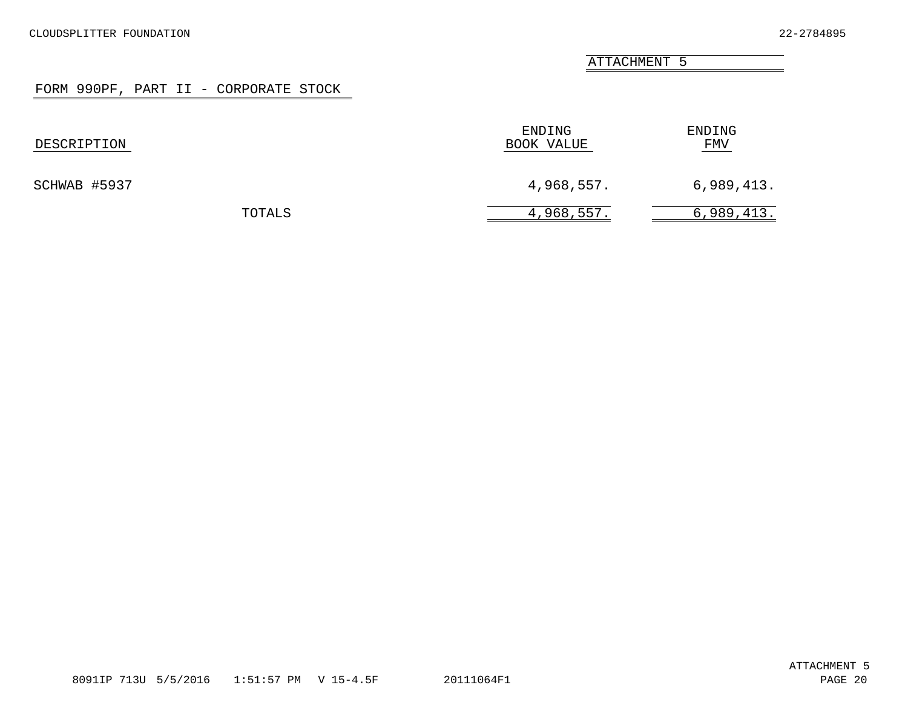ATTACHMENT 5

## FORM 990PF, PART II - CORPORATE STOCK

| DESCRIPTION | ENDING BOOK VALUE | ENDING FMV |
|---|---|---|
| SCHWAB #5937 | 4,968,557. | 6,989,413. |
| TOTALS | 4,968,557. | 6,989,413. |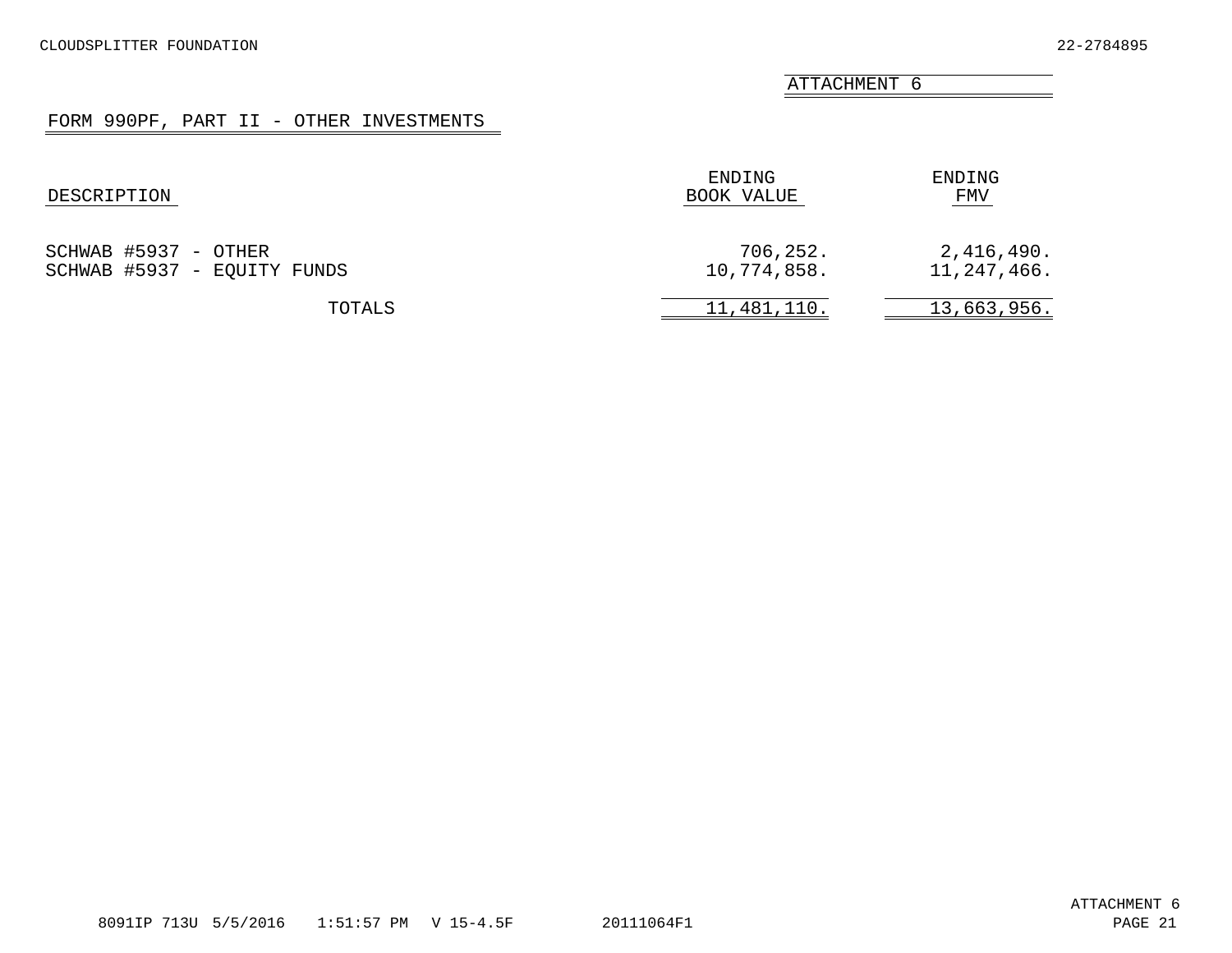CLOUDSPLITTER FOUNDATION 22-2784895

ATTACHMENT 6

## FORM 990PF, PART II - OTHER INVESTMENTS

| DESCRIPTION | ENDING BOOK VALUE | ENDING FMV |
|---|---|---|
| SCHWAB #5937 - OTHER | 706,252. | 2,416,490. |
| SCHWAB #5937 - EQUITY FUNDS | 10,774,858. | 11,247,466. |
| TOTALS | 11,481,110. | 13,663,956. |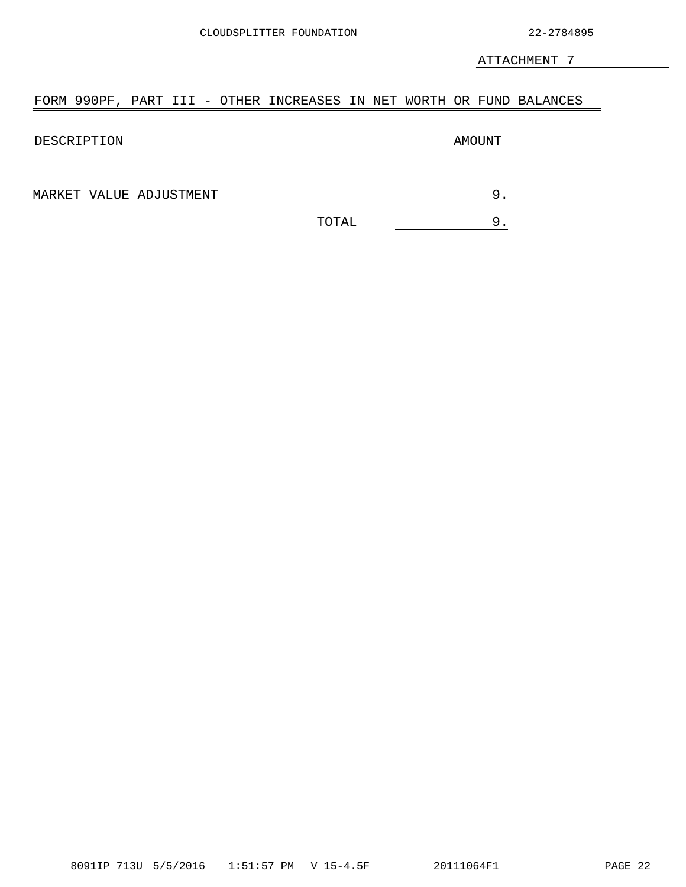ATTACHMENT 7

## FORM 990PF, PART III - OTHER INCREASES IN NET WORTH OR FUND BALANCES

| DESCRIPTION | AMOUNT |
| --- | --- |
| MARKET VALUE ADJUSTMENT | 9. |
| TOTAL | 9. |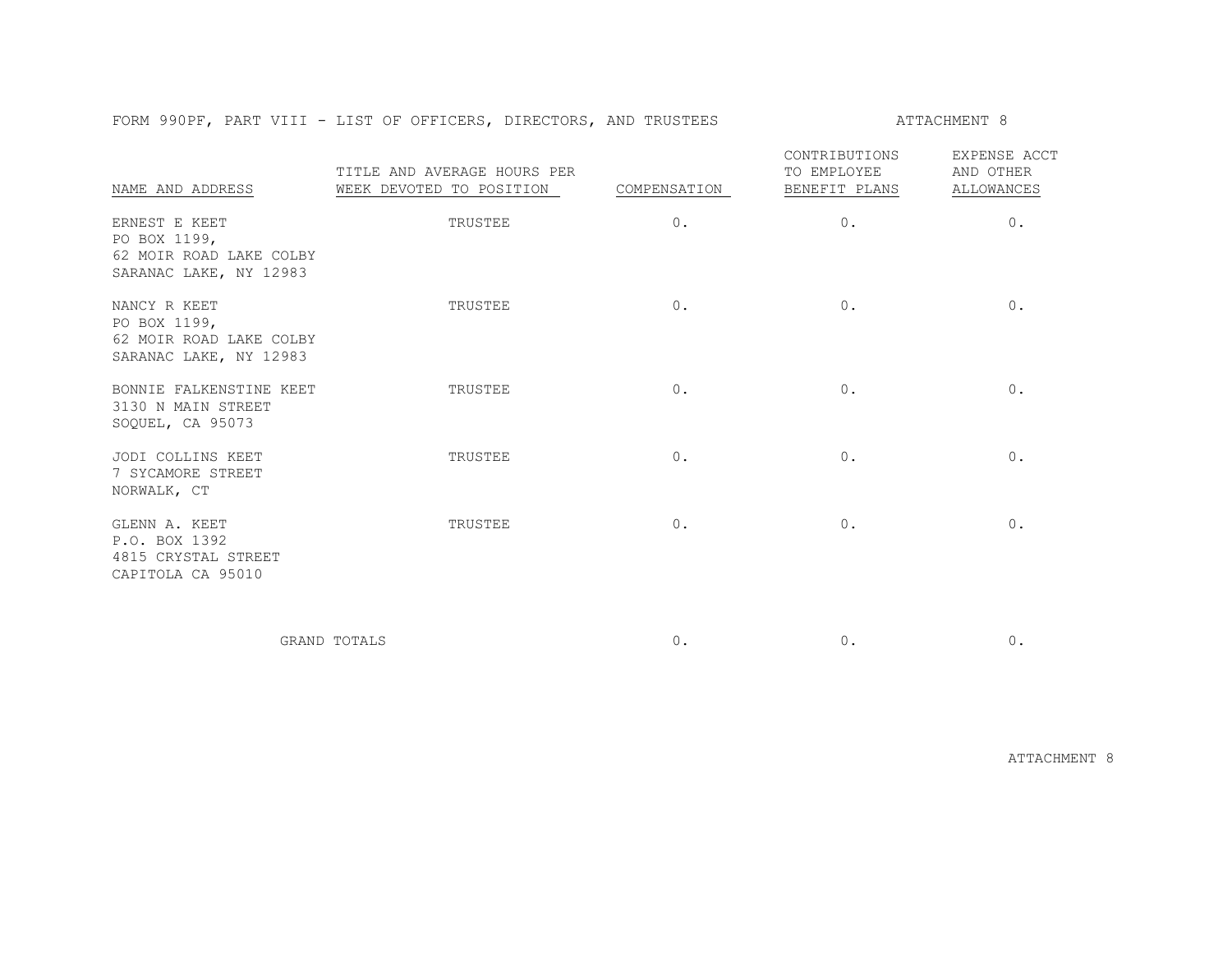FORM 990PF, PART VIII - LIST OF OFFICERS, DIRECTORS, AND TRUSTEES

ATTACHMENT 8

| NAME AND ADDRESS | TITLE AND AVERAGE HOURS PER WEEK DEVOTED TO POSITION | COMPENSATION | CONTRIBUTIONS TO EMPLOYEE BENEFIT PLANS | EXPENSE ACCT AND OTHER ALLOWANCES |
|---|---|---|---|---|
| ERNEST E KEET<br>PO BOX 1199,<br>62 MOIR ROAD LAKE COLBY<br>SARANAC LAKE, NY 12983 | TRUSTEE | 0. | 0. | 0. |
| NANCY R KEET<br>PO BOX 1199,<br>62 MOIR ROAD LAKE COLBY<br>SARANAC LAKE, NY 12983 | TRUSTEE | 0. | 0. | 0. |
| BONNIE FALKENSTINE KEET<br>3130 N MAIN STREET<br>SOQUEL, CA 95073 | TRUSTEE | 0. | 0. | 0. |
| JODI COLLINS KEET<br>7 SYCAMORE STREET<br>NORWALK, CT | TRUSTEE | 0. | 0. | 0. |
| GLENN A. KEET<br>P.O. BOX 1392<br>4815 CRYSTAL STREET<br>CAPITOLA CA 95010 | TRUSTEE | 0. | 0. | 0. |
| GRAND TOTALS | | 0. | 0. | 0. |

ATTACHMENT 8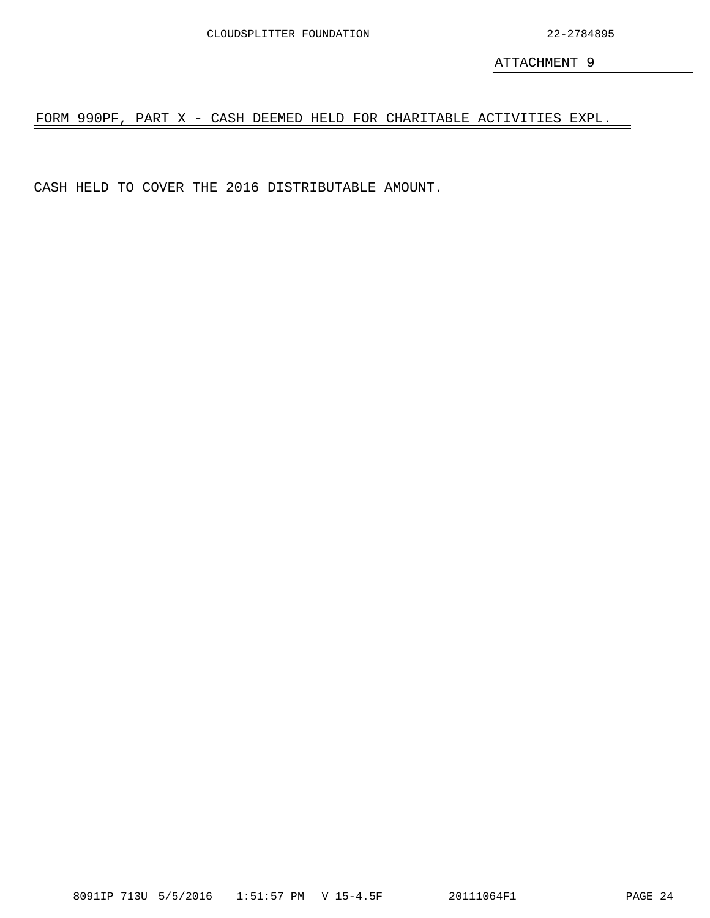CLOUDSPLITTER FOUNDATION 22-2784895

ATTACHMENT 9

## FORM 990PF, PART X - CASH DEEMED HELD FOR CHARITABLE ACTIVITIES EXPL.

CASH HELD TO COVER THE 2016 DISTRIBUTABLE AMOUNT.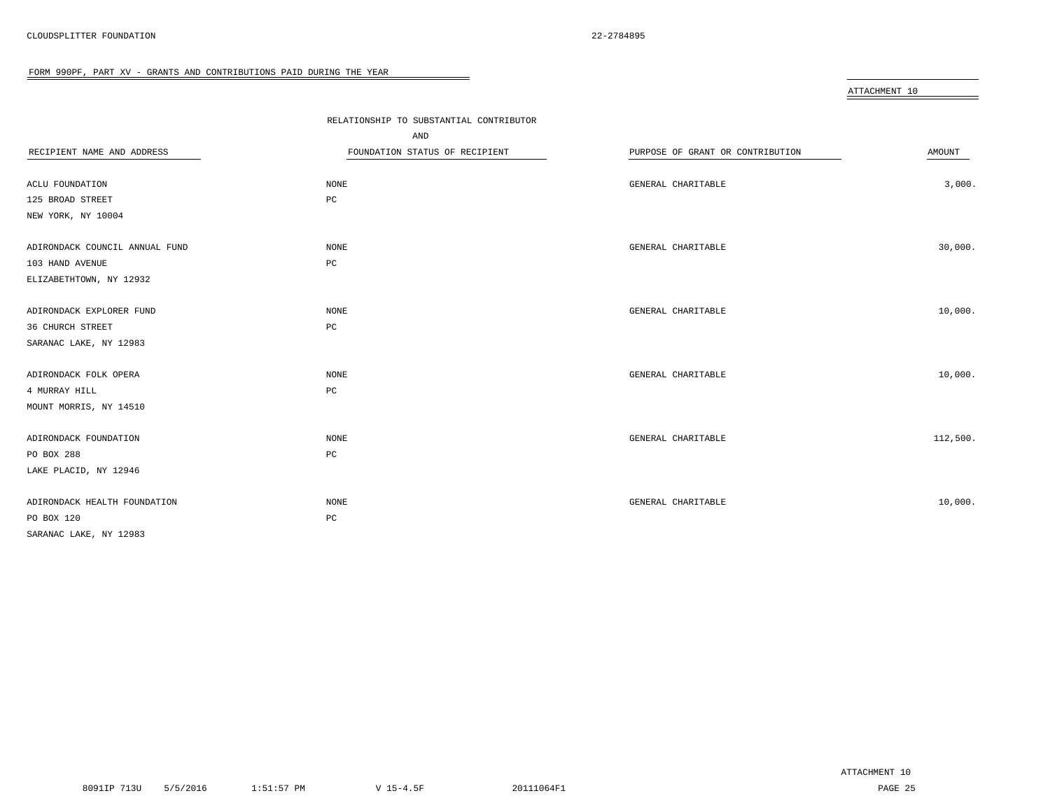CLOUDSPLITTER FOUNDATION 22-2784895

FORM 990PF, PART XV - GRANTS AND CONTRIBUTIONS PAID DURING THE YEAR

ATTACHMENT 10

| RECIPIENT NAME AND ADDRESS | RELATIONSHIP TO SUBSTANTIAL CONTRIBUTOR AND FOUNDATION STATUS OF RECIPIENT | PURPOSE OF GRANT OR CONTRIBUTION | AMOUNT |
|---|---|---|---|
| ACLU FOUNDATION<br>125 BROAD STREET<br>NEW YORK, NY 10004 | NONE<br>PC | GENERAL CHARITABLE | 3,000. |
| ADIRONDACK COUNCIL ANNUAL FUND<br>103 HAND AVENUE<br>ELIZABETHTOWN, NY 12932 | NONE<br>PC | GENERAL CHARITABLE | 30,000. |
| ADIRONDACK EXPLORER FUND<br>36 CHURCH STREET<br>SARANAC LAKE, NY 12983 | NONE<br>PC | GENERAL CHARITABLE | 10,000. |
| ADIRONDACK FOLK OPERA<br>4 MURRAY HILL<br>MOUNT MORRIS, NY 14510 | NONE<br>PC | GENERAL CHARITABLE | 10,000. |
| ADIRONDACK FOUNDATION<br>PO BOX 288<br>LAKE PLACID, NY 12946 | NONE<br>PC | GENERAL CHARITABLE | 112,500. |
| ADIRONDACK HEALTH FOUNDATION<br>PO BOX 120<br>SARANAC LAKE, NY 12983 | NONE<br>PC | GENERAL CHARITABLE | 10,000. |

ATTACHMENT 10

8091IP 713U 5/5/2016 1:51:57 PM V 15-4.5F 20111064F1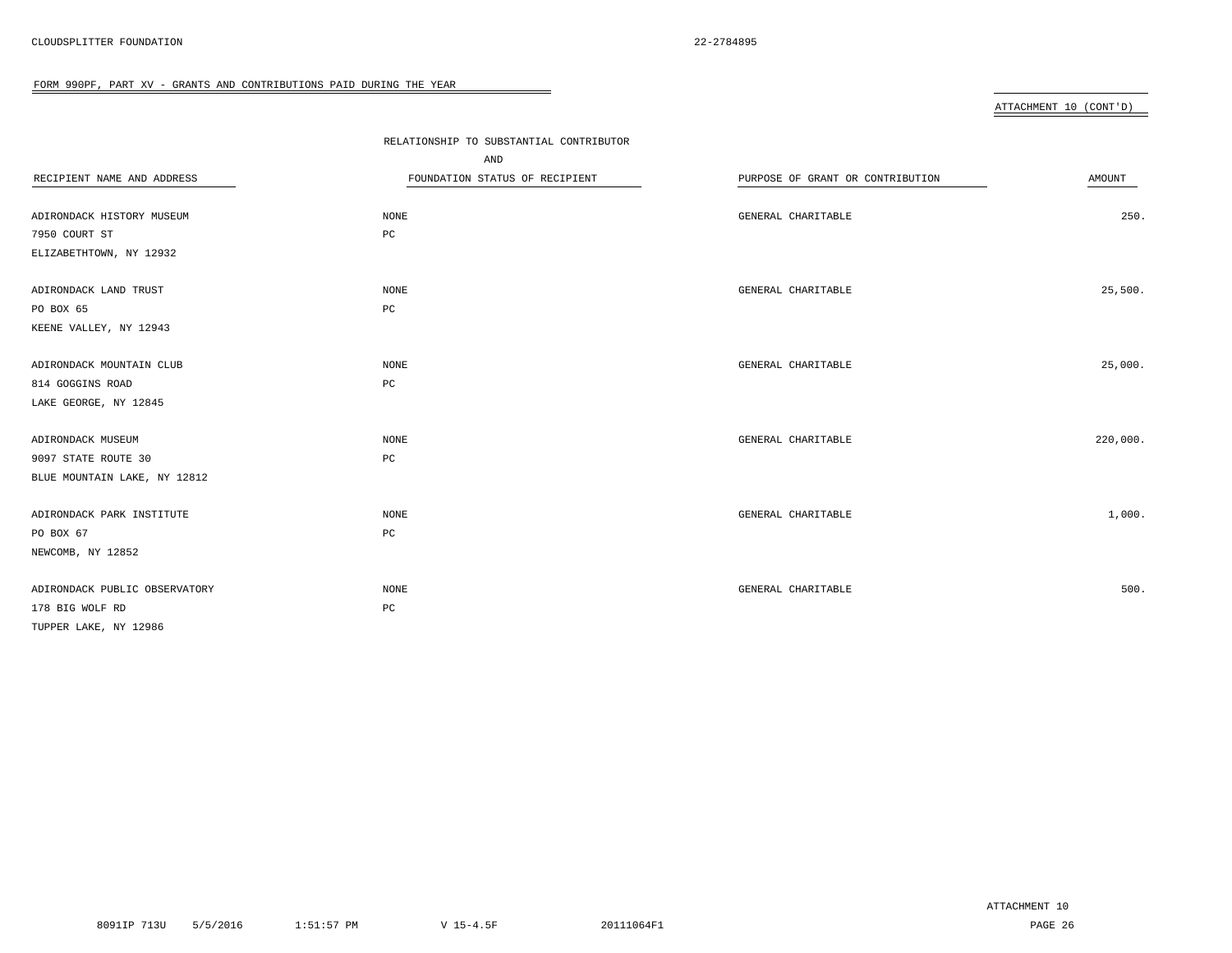CLOUDSPLITTER FOUNDATION 22-2784895

FORM 990PF, PART XV - GRANTS AND CONTRIBUTIONS PAID DURING THE YEAR

ATTACHMENT 10 (CONT'D)

| RECIPIENT NAME AND ADDRESS | RELATIONSHIP TO SUBSTANTIAL CONTRIBUTOR AND FOUNDATION STATUS OF RECIPIENT | PURPOSE OF GRANT OR CONTRIBUTION | AMOUNT |
|---|---|---|---|
| ADIRONDACK HISTORY MUSEUM<br>7950 COURT ST<br>ELIZABETHTOWN, NY 12932 | NONE<br>PC | GENERAL CHARITABLE | 250. |
| ADIRONDACK LAND TRUST<br>PO BOX 65<br>KEENE VALLEY, NY 12943 | NONE<br>PC | GENERAL CHARITABLE | 25,500. |
| ADIRONDACK MOUNTAIN CLUB<br>814 GOGGINS ROAD<br>LAKE GEORGE, NY 12845 | NONE<br>PC | GENERAL CHARITABLE | 25,000. |
| ADIRONDACK MUSEUM<br>9097 STATE ROUTE 30<br>BLUE MOUNTAIN LAKE, NY 12812 | NONE<br>PC | GENERAL CHARITABLE | 220,000. |
| ADIRONDACK PARK INSTITUTE<br>PO BOX 67<br>NEWCOMB, NY 12852 | NONE<br>PC | GENERAL CHARITABLE | 1,000. |
| ADIRONDACK PUBLIC OBSERVATORY<br>178 BIG WOLF RD<br>TUPPER LAKE, NY 12986 | NONE<br>PC | GENERAL CHARITABLE | 500. |

ATTACHMENT 10

8091IP 713U 5/5/2016 1:51:57 PM V 15-4.5F 20111064F1 PAGE 26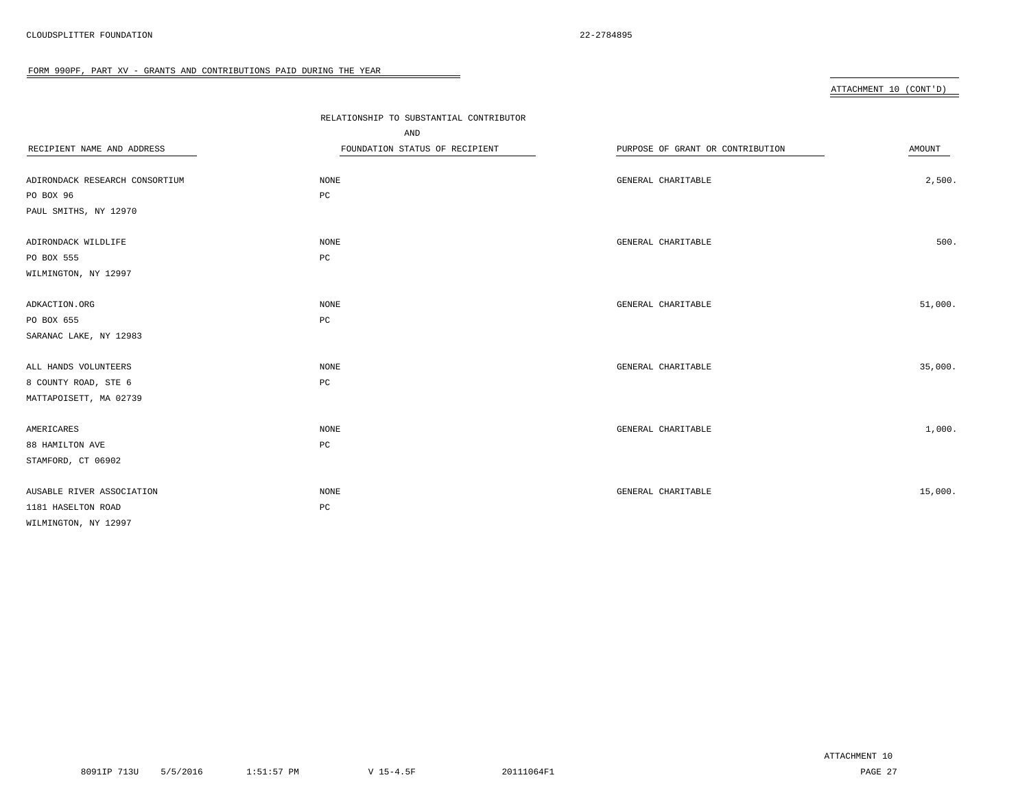CLOUDSPLITTER FOUNDATION 22-2784895

FORM 990PF, PART XV - GRANTS AND CONTRIBUTIONS PAID DURING THE YEAR

ATTACHMENT 10 (CONT'D)

| RECIPIENT NAME AND ADDRESS | RELATIONSHIP TO SUBSTANTIAL CONTRIBUTOR AND FOUNDATION STATUS OF RECIPIENT | PURPOSE OF GRANT OR CONTRIBUTION | AMOUNT |
|---|---|---|---|
| ADIRONDACK RESEARCH CONSORTIUM<br>PO BOX 96<br>PAUL SMITHS, NY 12970 | NONE<br>PC | GENERAL CHARITABLE | 2,500. |
| ADIRONDACK WILDLIFE<br>PO BOX 555<br>WILMINGTON, NY 12997 | NONE<br>PC | GENERAL CHARITABLE | 500. |
| ADKACTION.ORG<br>PO BOX 655<br>SARANAC LAKE, NY 12983 | NONE<br>PC | GENERAL CHARITABLE | 51,000. |
| ALL HANDS VOLUNTEERS<br>8 COUNTY ROAD, STE 6<br>MATTAPOISETT, MA 02739 | NONE<br>PC | GENERAL CHARITABLE | 35,000. |
| AMERICARES<br>88 HAMILTON AVE<br>STAMFORD, CT 06902 | NONE<br>PC | GENERAL CHARITABLE | 1,000. |
| AUSABLE RIVER ASSOCIATION<br>1181 HASELTON ROAD<br>WILMINGTON, NY 12997 | NONE<br>PC | GENERAL CHARITABLE | 15,000. |

ATTACHMENT 10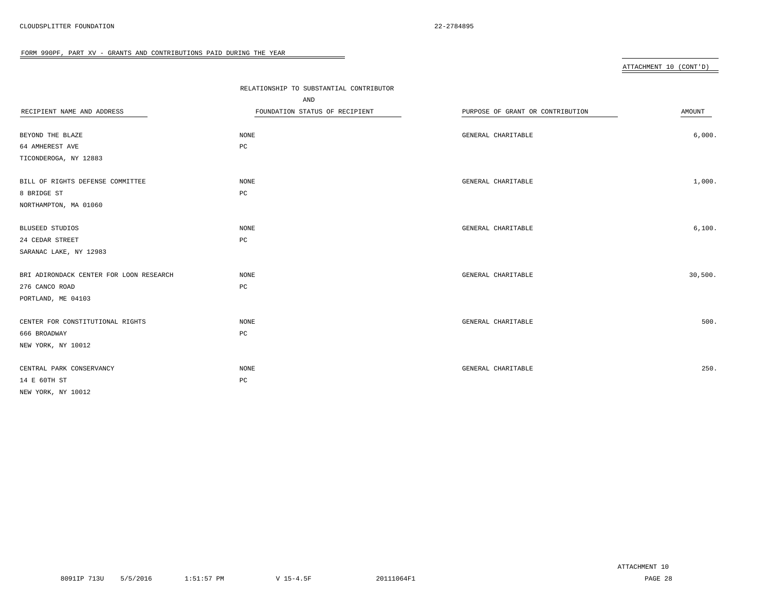FORM 990PF, PART XV - GRANTS AND CONTRIBUTIONS PAID DURING THE YEAR

ATTACHMENT 10 (CONT'D)

| RECIPIENT NAME AND ADDRESS | RELATIONSHIP TO SUBSTANTIAL CONTRIBUTOR AND FOUNDATION STATUS OF RECIPIENT | PURPOSE OF GRANT OR CONTRIBUTION | AMOUNT |
|---|---|---|---|
| BEYOND THE BLAZE<br>64 AMHEREST AVE<br>TICONDEROGA, NY 12883 | NONE<br>PC | GENERAL CHARITABLE | 6,000. |
| BILL OF RIGHTS DEFENSE COMMITTEE<br>8 BRIDGE ST<br>NORTHAMPTON, MA 01060 | NONE<br>PC | GENERAL CHARITABLE | 1,000. |
| BLUSEED STUDIOS<br>24 CEDAR STREET<br>SARANAC LAKE, NY 12983 | NONE<br>PC | GENERAL CHARITABLE | 6,100. |
| BRI ADIRONDACK CENTER FOR LOON RESEARCH<br>276 CANCO ROAD<br>PORTLAND, ME 04103 | NONE<br>PC | GENERAL CHARITABLE | 30,500. |
| CENTER FOR CONSTITUTIONAL RIGHTS<br>666 BROADWAY<br>NEW YORK, NY 10012 | NONE<br>PC | GENERAL CHARITABLE | 500. |
| CENTRAL PARK CONSERVANCY<br>14 E 60TH ST<br>NEW YORK, NY 10012 | NONE<br>PC | GENERAL CHARITABLE | 250. |

ATTACHMENT 10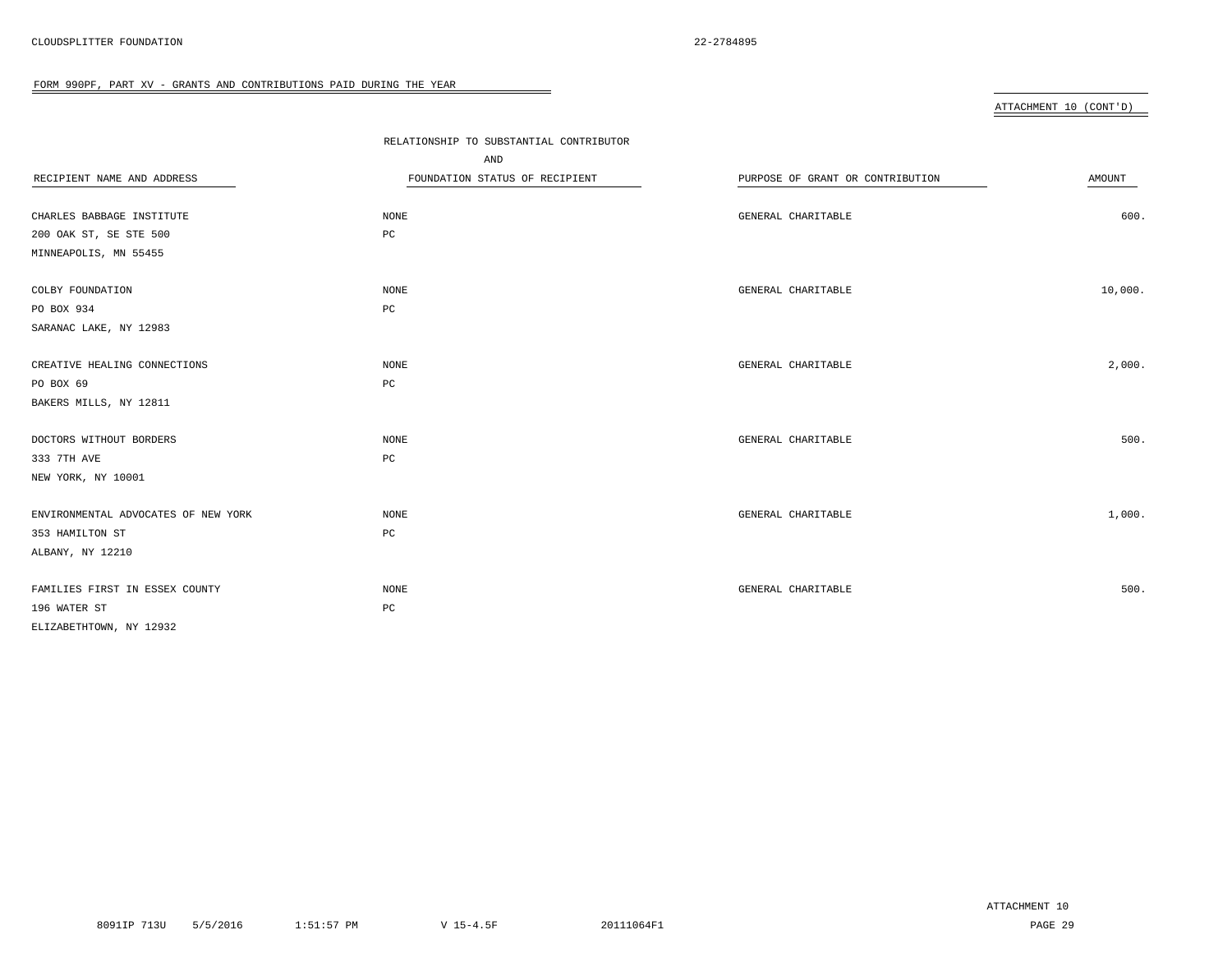FORM 990PF, PART XV - GRANTS AND CONTRIBUTIONS PAID DURING THE YEAR

ATTACHMENT 10 (CONT'D)

| RECIPIENT NAME AND ADDRESS | RELATIONSHIP TO SUBSTANTIAL CONTRIBUTOR AND FOUNDATION STATUS OF RECIPIENT | PURPOSE OF GRANT OR CONTRIBUTION | AMOUNT |
|---|---|---|---|
| CHARLES BABBAGE INSTITUTE<br>200 OAK ST, SE STE 500<br>MINNEAPOLIS, MN 55455 | NONE<br>PC | GENERAL CHARITABLE | 600. |
| COLBY FOUNDATION<br>PO BOX 934<br>SARANAC LAKE, NY 12983 | NONE<br>PC | GENERAL CHARITABLE | 10,000. |
| CREATIVE HEALING CONNECTIONS<br>PO BOX 69<br>BAKERS MILLS, NY 12811 | NONE<br>PC | GENERAL CHARITABLE | 2,000. |
| DOCTORS WITHOUT BORDERS<br>333 7TH AVE<br>NEW YORK, NY 10001 | NONE<br>PC | GENERAL CHARITABLE | 500. |
| ENVIRONMENTAL ADVOCATES OF NEW YORK<br>353 HAMILTON ST<br>ALBANY, NY 12210 | NONE<br>PC | GENERAL CHARITABLE | 1,000. |
| FAMILIES FIRST IN ESSEX COUNTY<br>196 WATER ST<br>ELIZABETHTOWN, NY 12932 | NONE<br>PC | GENERAL CHARITABLE | 500. |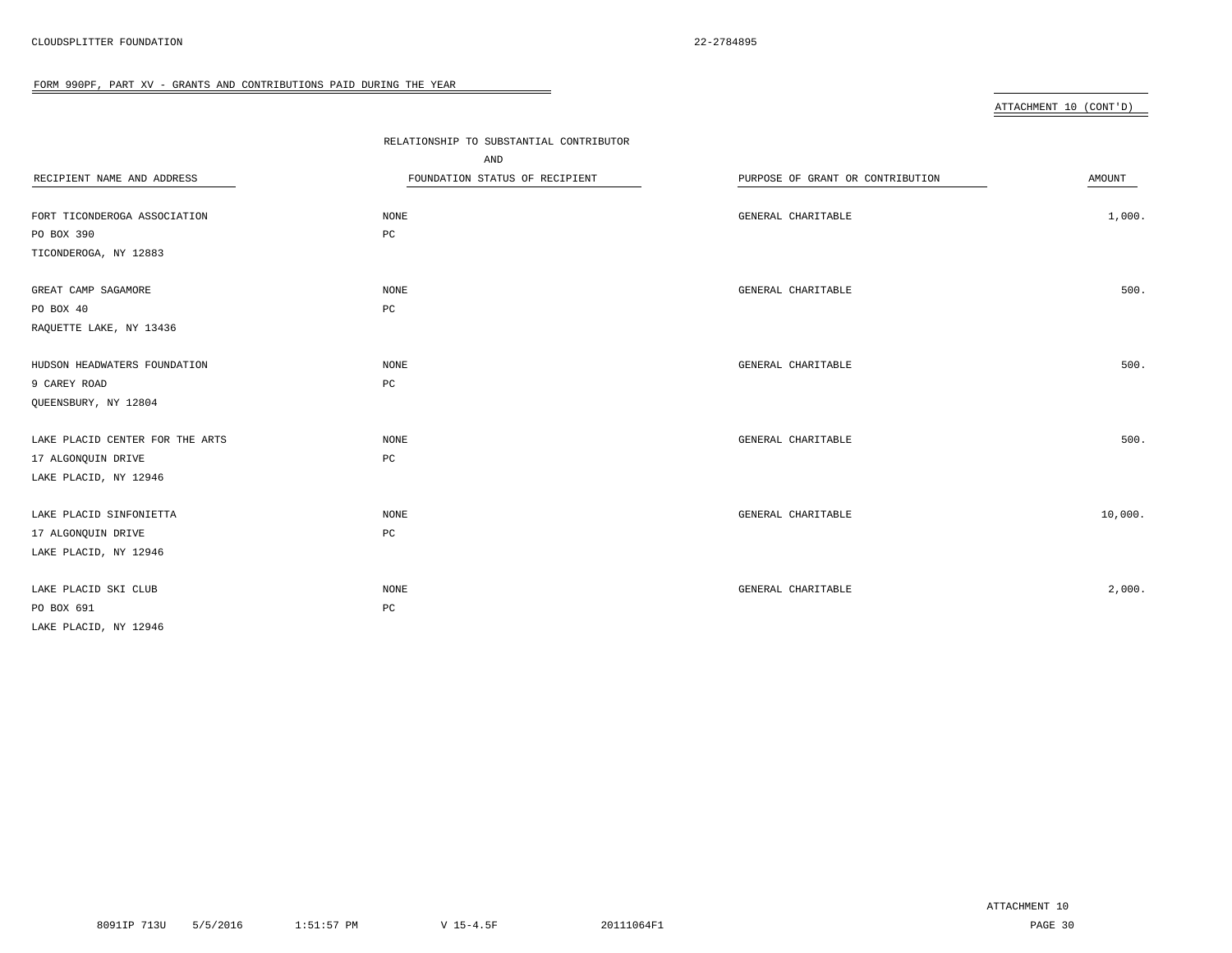CLOUDSPLITTER FOUNDATION 22-2784895

FORM 990PF, PART XV - GRANTS AND CONTRIBUTIONS PAID DURING THE YEAR

ATTACHMENT 10 (CONT'D)

| RECIPIENT NAME AND ADDRESS | RELATIONSHIP TO SUBSTANTIAL CONTRIBUTOR AND FOUNDATION STATUS OF RECIPIENT | PURPOSE OF GRANT OR CONTRIBUTION | AMOUNT |
|---|---|---|---|
| FORT TICONDEROGA ASSOCIATION<br>PO BOX 390<br>TICONDEROGA, NY 12883 | NONE<br>PC | GENERAL CHARITABLE | 1,000. |
| GREAT CAMP SAGAMORE<br>PO BOX 40<br>RAQUETTE LAKE, NY 13436 | NONE<br>PC | GENERAL CHARITABLE | 500. |
| HUDSON HEADWATERS FOUNDATION<br>9 CAREY ROAD<br>QUEENSBURY, NY 12804 | NONE<br>PC | GENERAL CHARITABLE | 500. |
| LAKE PLACID CENTER FOR THE ARTS<br>17 ALGONQUIN DRIVE<br>LAKE PLACID, NY 12946 | NONE<br>PC | GENERAL CHARITABLE | 500. |
| LAKE PLACID SINFONIETTA<br>17 ALGONQUIN DRIVE<br>LAKE PLACID, NY 12946 | NONE<br>PC | GENERAL CHARITABLE | 10,000. |
| LAKE PLACID SKI CLUB<br>PO BOX 691<br>LAKE PLACID, NY 12946 | NONE<br>PC | GENERAL CHARITABLE | 2,000. |

ATTACHMENT 10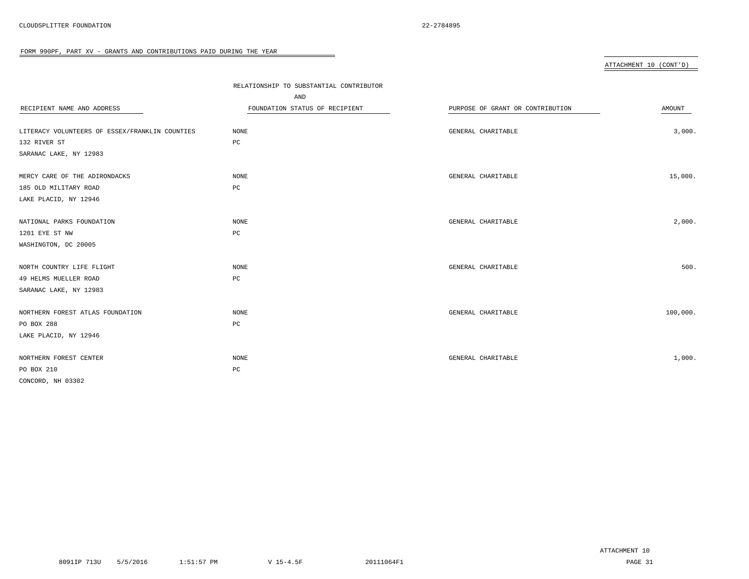CLOUDSPLITTER FOUNDATION 22-2784895

FORM 990PF, PART XV - GRANTS AND CONTRIBUTIONS PAID DURING THE YEAR

ATTACHMENT 10 (CONT'D)

| RECIPIENT NAME AND ADDRESS | RELATIONSHIP TO SUBSTANTIAL CONTRIBUTOR AND FOUNDATION STATUS OF RECIPIENT | PURPOSE OF GRANT OR CONTRIBUTION | AMOUNT |
|---|---|---|---|
| LITERACY VOLUNTEERS OF ESSEX/FRANKLIN COUNTIES<br>132 RIVER ST<br>SARANAC LAKE, NY 12983 | NONE<br>PC | GENERAL CHARITABLE | 3,000. |
| MERCY CARE OF THE ADIRONDACKS<br>185 OLD MILITARY ROAD<br>LAKE PLACID, NY 12946 | NONE<br>PC | GENERAL CHARITABLE | 15,000. |
| NATIONAL PARKS FOUNDATION<br>1201 EYE ST NW<br>WASHINGTON, DC 20005 | NONE<br>PC | GENERAL CHARITABLE | 2,000. |
| NORTH COUNTRY LIFE FLIGHT<br>49 HELMS MUELLER ROAD<br>SARANAC LAKE, NY 12983 | NONE<br>PC | GENERAL CHARITABLE | 500. |
| NORTHERN FOREST ATLAS FOUNDATION<br>PO BOX 288<br>LAKE PLACID, NY 12946 | NONE<br>PC | GENERAL CHARITABLE | 100,000. |
| NORTHERN FOREST CENTER<br>PO BOX 210<br>CONCORD, NH 03302 | NONE<br>PC | GENERAL CHARITABLE | 1,000. |

ATTACHMENT 10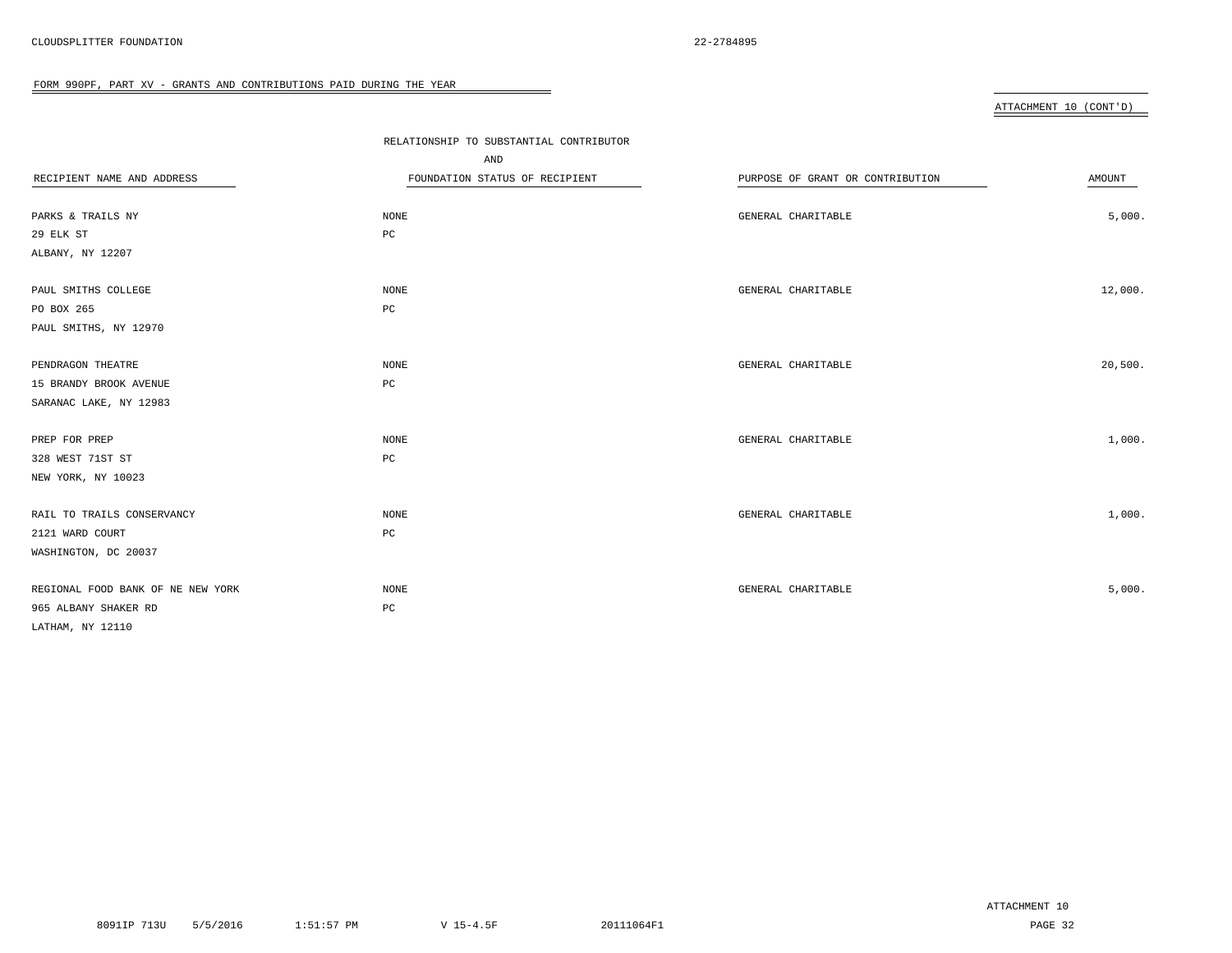FORM 990PF, PART XV - GRANTS AND CONTRIBUTIONS PAID DURING THE YEAR

ATTACHMENT 10 (CONT'D)

| RECIPIENT NAME AND ADDRESS | RELATIONSHIP TO SUBSTANTIAL CONTRIBUTOR AND FOUNDATION STATUS OF RECIPIENT | PURPOSE OF GRANT OR CONTRIBUTION | AMOUNT |
|---|---|---|---|
| PARKS & TRAILS NY<br>29 ELK ST<br>ALBANY, NY 12207 | NONE<br>PC | GENERAL CHARITABLE | 5,000. |
| PAUL SMITHS COLLEGE<br>PO BOX 265<br>PAUL SMITHS, NY 12970 | NONE<br>PC | GENERAL CHARITABLE | 12,000. |
| PENDRAGON THEATRE<br>15 BRANDY BROOK AVENUE<br>SARANAC LAKE, NY 12983 | NONE<br>PC | GENERAL CHARITABLE | 20,500. |
| PREP FOR PREP<br>328 WEST 71ST ST<br>NEW YORK, NY 10023 | NONE<br>PC | GENERAL CHARITABLE | 1,000. |
| RAIL TO TRAILS CONSERVANCY<br>2121 WARD COURT<br>WASHINGTON, DC 20037 | NONE<br>PC | GENERAL CHARITABLE | 1,000. |
| REGIONAL FOOD BANK OF NE NEW YORK<br>965 ALBANY SHAKER RD<br>LATHAM, NY 12110 | NONE<br>PC | GENERAL CHARITABLE | 5,000. |

ATTACHMENT 10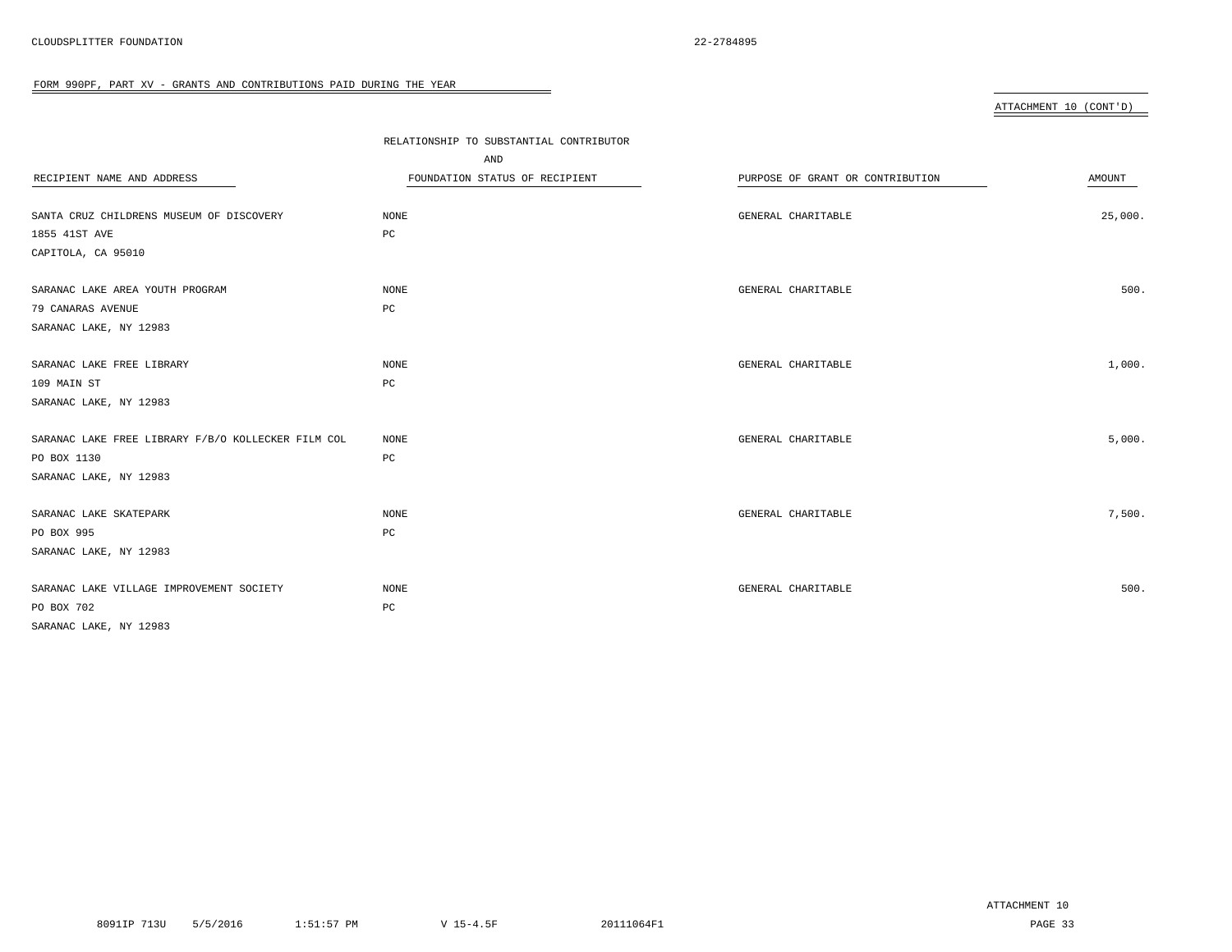## FORM 990PF, PART XV - GRANTS AND CONTRIBUTIONS PAID DURING THE YEAR

ATTACHMENT 10 (CONT'D)

| RECIPIENT NAME AND ADDRESS | RELATIONSHIP TO SUBSTANTIAL CONTRIBUTOR AND FOUNDATION STATUS OF RECIPIENT | PURPOSE OF GRANT OR CONTRIBUTION | AMOUNT |
|---|---|---|---|
| SANTA CRUZ CHILDRENS MUSEUM OF DISCOVERY<br>1855 41ST AVE<br>CAPITOLA, CA 95010 | NONE<br>PC | GENERAL CHARITABLE | 25,000. |
| SARANAC LAKE AREA YOUTH PROGRAM<br>79 CANARAS AVENUE<br>SARANAC LAKE, NY 12983 | NONE<br>PC | GENERAL CHARITABLE | 500. |
| SARANAC LAKE FREE LIBRARY<br>109 MAIN ST<br>SARANAC LAKE, NY 12983 | NONE<br>PC | GENERAL CHARITABLE | 1,000. |
| SARANAC LAKE FREE LIBRARY F/B/O KOLLECKER FILM COL<br>PO BOX 1130<br>SARANAC LAKE, NY 12983 | NONE<br>PC | GENERAL CHARITABLE | 5,000. |
| SARANAC LAKE SKATEPARK<br>PO BOX 995<br>SARANAC LAKE, NY 12983 | NONE<br>PC | GENERAL CHARITABLE | 7,500. |
| SARANAC LAKE VILLAGE IMPROVEMENT SOCIETY<br>PO BOX 702<br>SARANAC LAKE, NY 12983 | NONE<br>PC | GENERAL CHARITABLE | 500. |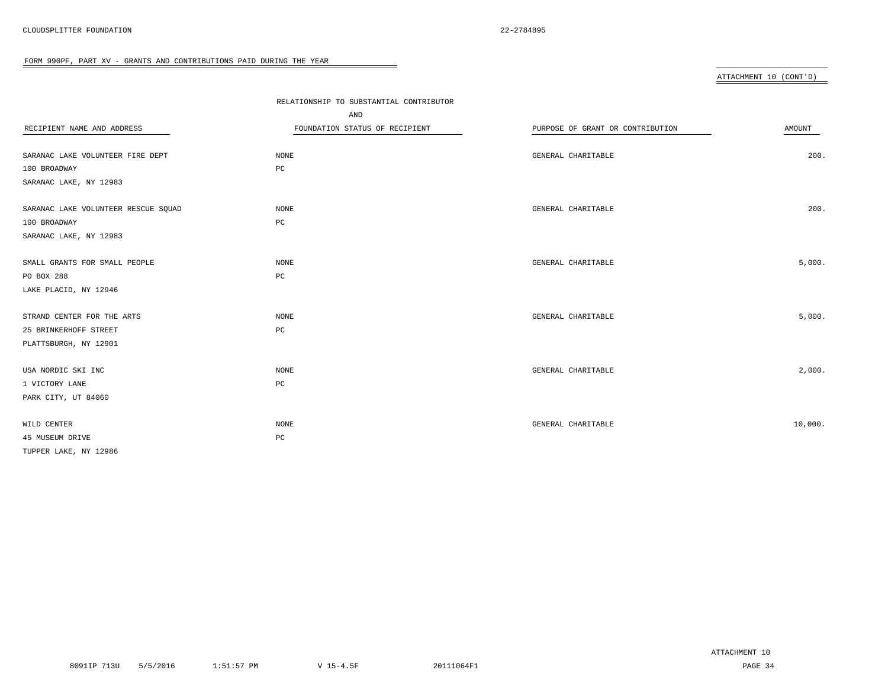FORM 990PF, PART XV - GRANTS AND CONTRIBUTIONS PAID DURING THE YEAR

ATTACHMENT 10 (CONT'D)

| RECIPIENT NAME AND ADDRESS | RELATIONSHIP TO SUBSTANTIAL CONTRIBUTOR AND FOUNDATION STATUS OF RECIPIENT | PURPOSE OF GRANT OR CONTRIBUTION | AMOUNT |
|---|---|---|---|
| SARANAC LAKE VOLUNTEER FIRE DEPT<br>100 BROADWAY<br>SARANAC LAKE, NY 12983 | NONE<br>PC | GENERAL CHARITABLE | 200. |
| SARANAC LAKE VOLUNTEER RESCUE SQUAD<br>100 BROADWAY<br>SARANAC LAKE, NY 12983 | NONE<br>PC | GENERAL CHARITABLE | 200. |
| SMALL GRANTS FOR SMALL PEOPLE<br>PO BOX 288<br>LAKE PLACID, NY 12946 | NONE<br>PC | GENERAL CHARITABLE | 5,000. |
| STRAND CENTER FOR THE ARTS<br>25 BRINKERHOFF STREET<br>PLATTSBURGH, NY 12901 | NONE<br>PC | GENERAL CHARITABLE | 5,000. |
| USA NORDIC SKI INC<br>1 VICTORY LANE<br>PARK CITY, UT 84060 | NONE<br>PC | GENERAL CHARITABLE | 2,000. |
| WILD CENTER<br>45 MUSEUM DRIVE<br>TUPPER LAKE, NY 12986 | NONE<br>PC | GENERAL CHARITABLE | 10,000. |

ATTACHMENT 10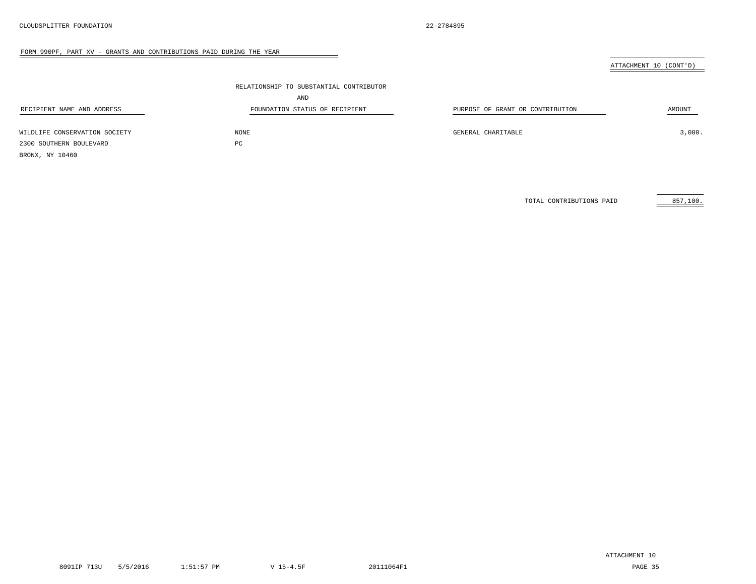CLOUDSPLITTER FOUNDATION 22-2784895

FORM 990PF, PART XV - GRANTS AND CONTRIBUTIONS PAID DURING THE YEAR

ATTACHMENT 10 (CONT'D)

| RECIPIENT NAME AND ADDRESS | RELATIONSHIP TO SUBSTANTIAL CONTRIBUTOR AND FOUNDATION STATUS OF RECIPIENT | PURPOSE OF GRANT OR CONTRIBUTION | AMOUNT |
|---|---|---|---|
| WILDLIFE CONSERVATION SOCIETY<br>2300 SOUTHERN BOULEVARD<br>BRONX, NY 10460 | NONE<br>PC | GENERAL CHARITABLE | 3,000. |
| | | TOTAL CONTRIBUTIONS PAID | 857,100. |

ATTACHMENT 10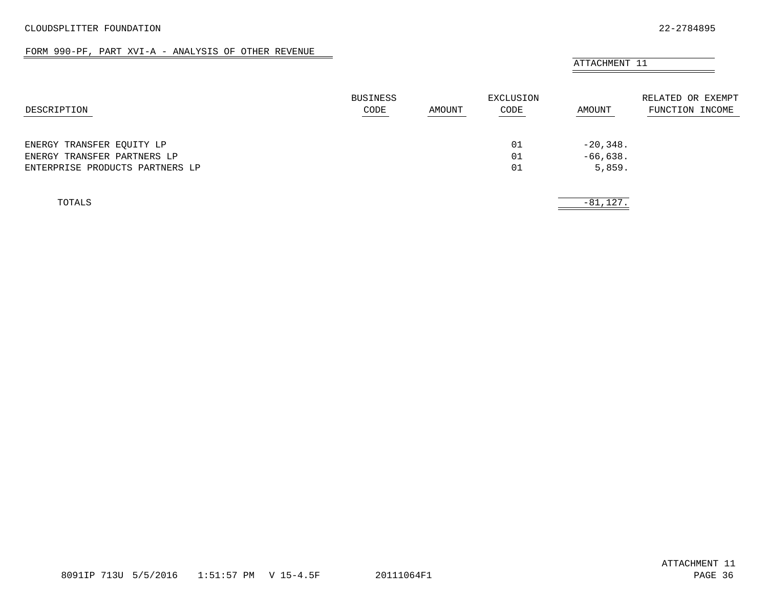CLOUDSPLITTER FOUNDATION 22-2784895

FORM 990-PF, PART XVI-A - ANALYSIS OF OTHER REVENUE

ATTACHMENT 11

| DESCRIPTION | BUSINESS CODE | AMOUNT | EXCLUSION CODE | AMOUNT | RELATED OR EXEMPT FUNCTION INCOME |
|---|---|---|---|---|---|
| ENERGY TRANSFER EQUITY LP | | | 01 | -20,348. | |
| ENERGY TRANSFER PARTNERS LP | | | 01 | -66,638. | |
| ENTERPRISE PRODUCTS PARTNERS LP | | | 01 | 5,859. | |
| TOTALS | | | | -81,127. | |

8091IP 713U 5/5/2016 1:51:57 PM V 15-4.5F 20111064F1

ATTACHMENT 11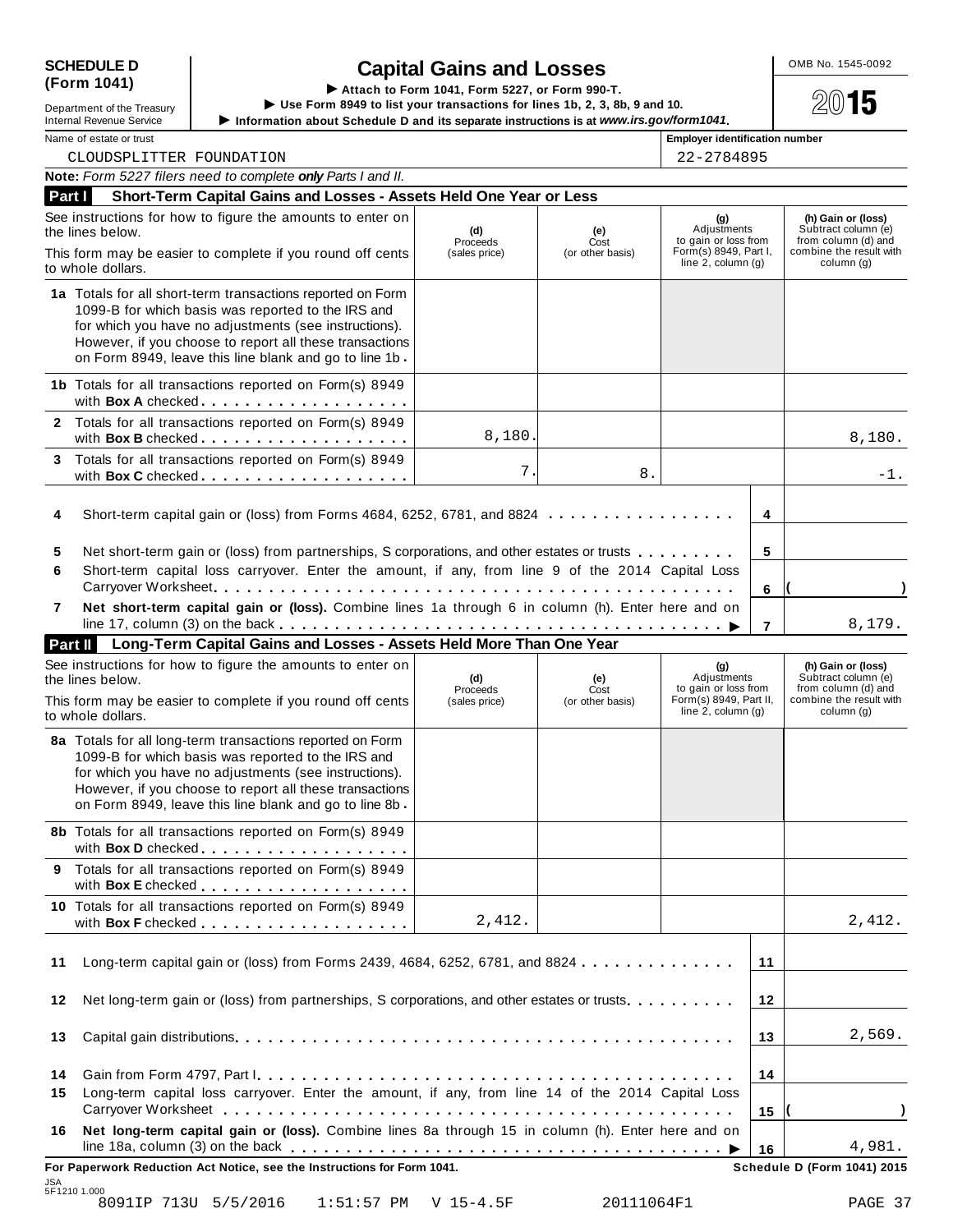**SCHEDULE D (Form 1041)**

Department of the Treasury
Internal Revenue Service

# Capital Gains and Losses

▶ Attach to Form 1041, Form 5227, or Form 990-T.
▶ Use Form 8949 to list your transactions for lines 1b, 2, 3, 8b, 9 and 10.
▶ Information about Schedule D and its separate instructions is at *www.irs.gov/form1041*.

OMB No. 1545-0092

**2015**

Name of estate or trust: CLOUDSPLITTER FOUNDATION

Employer identification number: 22-2784895

**Note:** *Form 5227 filers need to complete **only** Parts I and II.*

## Part I Short-Term Capital Gains and Losses - Assets Held One Year or Less

| See instructions for how to figure the amounts to enter on the lines below. This form may be easier to complete if you round off cents to whole dollars. | (d) Proceeds (sales price) | (e) Cost (or other basis) | (g) Adjustments to gain or loss from Form(s) 8949, Part I, line 2, column (g) | (h) Gain or (loss) Subtract column (e) from column (d) and combine the result with column (g) |
|---|---|---|---|---|
| **1a** Totals for all short-term transactions reported on Form 1099-B for which basis was reported to the IRS and for which you have no adjustments (see instructions). However, if you choose to report all these transactions on Form 8949, leave this line blank and go to line 1b. | | | | |
| **1b** Totals for all transactions reported on Form(s) 8949 with **Box A** checked | | | | |
| **2** Totals for all transactions reported on Form(s) 8949 with **Box B** checked | 8,180. | | | 8,180. |
| **3** Totals for all transactions reported on Form(s) 8949 with **Box C** checked | 7. | 8. | | -1. |

| | | Line | Amount |
|---|---|---|---|
| **4** | Short-term capital gain or (loss) from Forms 4684, 6252, 6781, and 8824 | 4 | |
| **5** | Net short-term gain or (loss) from partnerships, S corporations, and other estates or trusts | 5 | |
| **6** | Short-term capital loss carryover. Enter the amount, if any, from line 9 of the 2014 Capital Loss Carryover Worksheet | 6 | ( ) |
| **7** | **Net short-term capital gain or (loss).** Combine lines 1a through 6 in column (h). Enter here and on line 17, column (3) on the back ▶ | 7 | 8,179. |

## Part II Long-Term Capital Gains and Losses - Assets Held More Than One Year

| See instructions for how to figure the amounts to enter on the lines below. This form may be easier to complete if you round off cents to whole dollars. | (d) Proceeds (sales price) | (e) Cost (or other basis) | (g) Adjustments to gain or loss from Form(s) 8949, Part II, line 2, column (g) | (h) Gain or (loss) Subtract column (e) from column (d) and combine the result with column (g) |
|---|---|---|---|---|
| **8a** Totals for all long-term transactions reported on Form 1099-B for which basis was reported to the IRS and for which you have no adjustments (see instructions). However, if you choose to report all these transactions on Form 8949, leave this line blank and go to line 8b. | | | | |
| **8b** Totals for all transactions reported on Form(s) 8949 with **Box D** checked | | | | |
| **9** Totals for all transactions reported on Form(s) 8949 with **Box E** checked | | | | |
| **10** Totals for all transactions reported on Form(s) 8949 with **Box F** checked | 2,412. | | | 2,412. |

| | | Line | Amount |
|---|---|---|---|
| **11** | Long-term capital gain or (loss) from Forms 2439, 4684, 6252, 6781, and 8824 | 11 | |
| **12** | Net long-term gain or (loss) from partnerships, S corporations, and other estates or trusts | 12 | |
| **13** | Capital gain distributions | 13 | 2,569. |
| **14** | Gain from Form 4797, Part I | 14 | |
| **15** | Long-term capital loss carryover. Enter the amount, if any, from line 14 of the 2014 Capital Loss Carryover Worksheet | 15 | ( ) |
| **16** | **Net long-term capital gain or (loss).** Combine lines 8a through 15 in column (h). Enter here and on line 18a, column (3) on the back ▶ | 16 | 4,981. |

**For Paperwork Reduction Act Notice, see the Instructions for Form 1041.** **Schedule D (Form 1041) 2015**

JSA 5F1210 1.000

8091IP 713U 5/5/2016 1:51:57 PM V 15-4.5F 20111064F1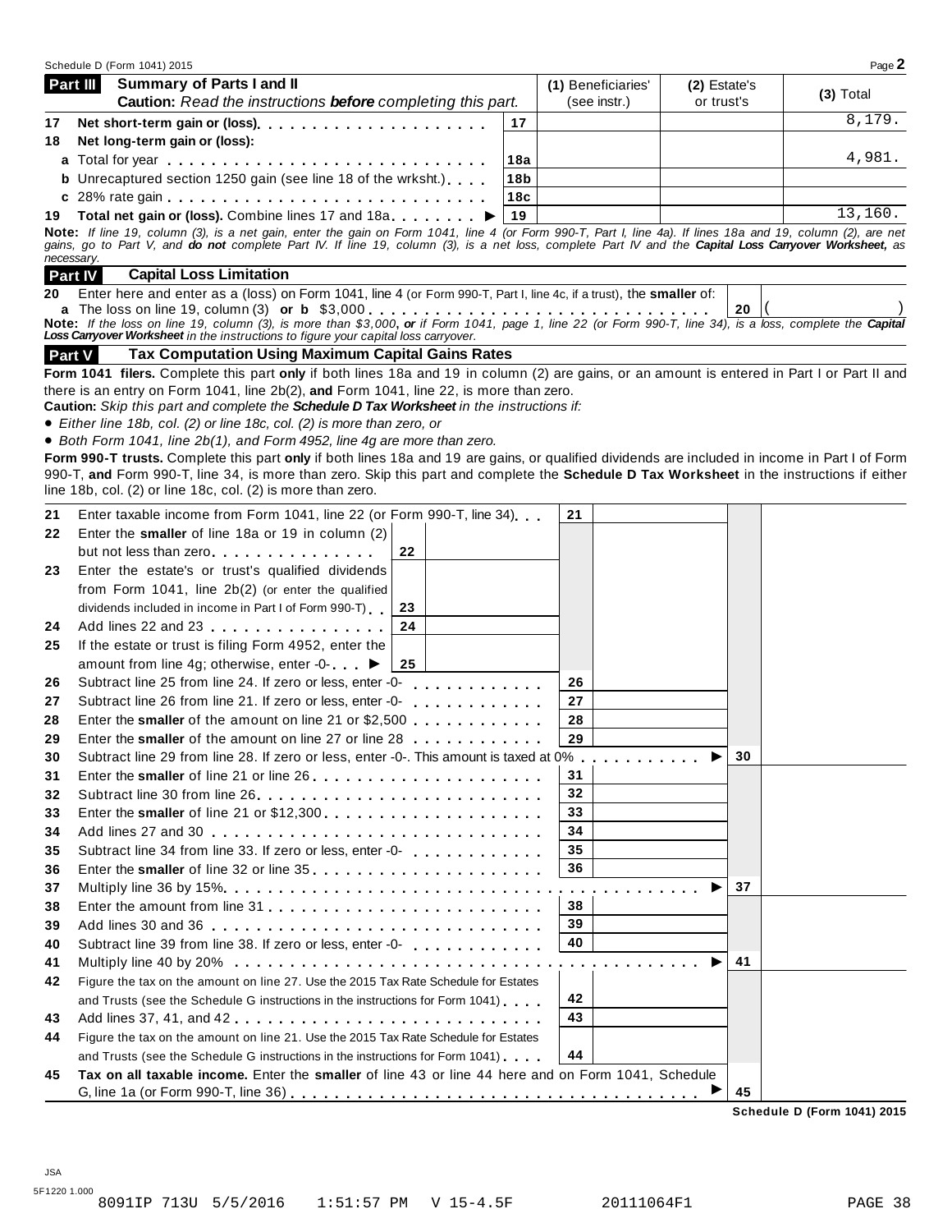Schedule D (Form 1041) 2015

## Part III Summary of Parts I and II

**Caution:** *Read the instructions **before** completing this part.*

| | | | (1) Beneficiaries' (see instr.) | (2) Estate's or trust's | (3) Total |
|---|---|---|---|---|---|
| 17 | **Net short-term gain or (loss)** | 17 | | | 8,179. |
| 18 | **Net long-term gain or (loss):** | | | | |
| a | Total for year | 18a | | | 4,981. |
| b | Unrecaptured section 1250 gain (see line 18 of the wrksht.) | 18b | | | |
| c | 28% rate gain | 18c | | | |
| 19 | **Total net gain or (loss).** Combine lines 17 and 18a ▶ | 19 | | | 13,160. |

**Note:** *If line 19, column (3), is a net gain, enter the gain on Form 1041, line 4 (or Form 990-T, Part I, line 4a). If lines 18a and 19, column (2), are net gains, go to Part V, and **do not** complete Part IV. If line 19, column (3), is a net loss, complete Part IV and the **Capital Loss Carryover Worksheet,** as necessary.*

## Part IV Capital Loss Limitation

**20** Enter here and enter as a (loss) on Form 1041, line 4 (or Form 990-T, Part I, line 4c, if a trust), the **smaller** of:
**a** The loss on line 19, column (3) **or b** $3,000 . . . . . . . . . . . . . . . . . . . . . . . . . . . . . . | 20 | ( )

**Note:** *If the loss on line 19, column (3), is more than $3,000, **or** if Form 1041, page 1, line 22 (or Form 990-T, line 34), is a loss, complete the **Capital Loss Carryover Worksheet** in the instructions to figure your capital loss carryover.*

## Part V Tax Computation Using Maximum Capital Gains Rates

**Form 1041 filers.** Complete this part **only** if both lines 18a and 19 in column (2) are gains, or an amount is entered in Part I or Part II and there is an entry on Form 1041, line 2b(2), **and** Form 1041, line 22, is more than zero.

**Caution:** *Skip this part and complete the **Schedule D Tax Worksheet** in the instructions if:*

- *Either line 18b, col. (2) or line 18c, col. (2) is more than zero, or*
- *Both Form 1041, line 2b(1), and Form 4952, line 4g are more than zero.*

**Form 990-T trusts.** Complete this part **only** if both lines 18a and 19 are gains, or qualified dividends are included in income in Part I of Form 990-T, **and** Form 990-T, line 34, is more than zero. Skip this part and complete the **Schedule D Tax Worksheet** in the instructions if either line 18b, col. (2) or line 18c, col. (2) is more than zero.

| | | | | | | | |
|---|---|---|---|---|---|---|---|
| 21 | Enter taxable income from Form 1041, line 22 (or Form 990-T, line 34) | | | 21 | | | |
| 22 | Enter the **smaller** of line 18a or 19 in column (2) but not less than zero | 22 | | | | | |
| 23 | Enter the estate's or trust's qualified dividends from Form 1041, line 2b(2) (or enter the qualified dividends included in income in Part I of Form 990-T) | 23 | | | | | |
| 24 | Add lines 22 and 23 | 24 | | | | | |
| 25 | If the estate or trust is filing Form 4952, enter the amount from line 4g; otherwise, enter -0- ▶ | 25 | | | | | |
| 26 | Subtract line 25 from line 24. If zero or less, enter -0- | | | 26 | | | |
| 27 | Subtract line 26 from line 21. If zero or less, enter -0- | | | 27 | | | |
| 28 | Enter the **smaller** of the amount on line 21 or $2,500 | | | 28 | | | |
| 29 | Enter the **smaller** of the amount on line 27 or line 28 | | | 29 | | | |
| 30 | Subtract line 29 from line 28. If zero or less, enter -0-. This amount is taxed at 0% ▶ | | | | | 30 | |
| 31 | Enter the **smaller** of line 21 or line 26 | | | 31 | | | |
| 32 | Subtract line 30 from line 26 | | | 32 | | | |
| 33 | Enter the **smaller** of line 21 or $12,300 | | | 33 | | | |
| 34 | Add lines 27 and 30 | | | 34 | | | |
| 35 | Subtract line 34 from line 33. If zero or less, enter -0- | | | 35 | | | |
| 36 | Enter the **smaller** of line 32 or line 35 | | | 36 | | | |
| 37 | Multiply line 36 by 15% ▶ | | | | | 37 | |
| 38 | Enter the amount from line 31 | | | 38 | | | |
| 39 | Add lines 30 and 36 | | | 39 | | | |
| 40 | Subtract line 39 from line 38. If zero or less, enter -0- | | | 40 | | | |
| 41 | Multiply line 40 by 20% ▶ | | | | | 41 | |
| 42 | Figure the tax on the amount on line 27. Use the 2015 Tax Rate Schedule for Estates and Trusts (see the Schedule G instructions in the instructions for Form 1041) | | | 42 | | | |
| 43 | Add lines 37, 41, and 42 | | | 43 | | | |
| 44 | Figure the tax on the amount on line 21. Use the 2015 Tax Rate Schedule for Estates and Trusts (see the Schedule G instructions in the instructions for Form 1041) | | | 44 | | | |
| 45 | **Tax on all taxable income.** Enter the **smaller** of line 43 or line 44 here and on Form 1041, Schedule G, line 1a (or Form 990-T, line 36) ▶ | | | | | 45 | |

**Schedule D (Form 1041) 2015**

JSA
5F1220 1.000
8091IP 713U 5/5/2016 1:51:57 PM V 15-4.5F 20111064F1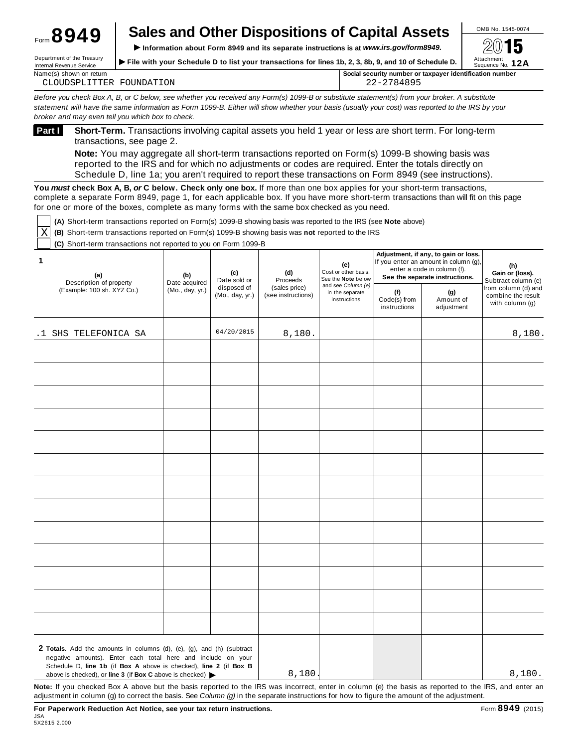Form **8949**

# Sales and Other Dispositions of Capital Assets

▶ Information about Form 8949 and its separate instructions is at *www.irs.gov/form8949*.

▶ File with your Schedule D to list your transactions for lines 1b, 2, 3, 8b, 9, and 10 of Schedule D.

Department of the Treasury
Internal Revenue Service

OMB No. 1545-0074

**2015**

Attachment Sequence No. **12A**

Name(s) shown on return: CLOUDSPLITTER FOUNDATION

Social security number or taxpayer identification number: 22-2784895

*Before you check Box A, B, or C below, see whether you received any Form(s) 1099-B or substitute statement(s) from your broker. A substitute statement will have the same information as Form 1099-B. Either will show whether your basis (usually your cost) was reported to the IRS by your broker and may even tell you which box to check.*

**Part I** **Short-Term.** Transactions involving capital assets you held 1 year or less are short term. For long-term transactions, see page 2.

**Note:** You may aggregate all short-term transactions reported on Form(s) 1099-B showing basis was reported to the IRS and for which no adjustments or codes are required. Enter the totals directly on Schedule D, line 1a; you aren't required to report these transactions on Form 8949 (see instructions).

**You *must* check Box A, B, *or* C below. Check only one box.** If more than one box applies for your short-term transactions, complete a separate Form 8949, page 1, for each applicable box. If you have more short-term transactions than will fit on this page for one or more of the boxes, complete as many forms with the same box checked as you need.

- [ ] **(A)** Short-term transactions reported on Form(s) 1099-B showing basis was reported to the IRS (see **Note** above)
- [X] **(B)** Short-term transactions reported on Form(s) 1099-B showing basis was **not** reported to the IRS
- [ ] **(C)** Short-term transactions not reported to you on Form 1099-B

| 1 (a) Description of property (Example: 100 sh. XYZ Co.) | (b) Date acquired (Mo., day, yr.) | (c) Date sold or disposed of (Mo., day, yr.) | (d) Proceeds (sales price) (see instructions) | (e) Cost or other basis. See the **Note** below and see *Column (e)* in the separate instructions | Adjustment, if any, to gain or loss. If you enter an amount in column (g), enter a code in column (f). See the separate instructions. (f) Code(s) from instructions | (g) Amount of adjustment | (h) Gain or (loss). Subtract column (e) from column (d) and combine the result with column (g) |
|---|---|---|---|---|---|---|---|
| .1 SHS TELEFONICA SA | | 04/20/2015 | 8,180. | | | | 8,180. |
| | | | | | | | |
| | | | | | | | |
| | | | | | | | |
| | | | | | | | |
| | | | | | | | |
| | | | | | | | |
| | | | | | | | |
| | | | | | | | |
| | | | | | | | |
| | | | | | | | |
| | | | | | | | |
| | | | | | | | |
| | | | | | | | |
| **2 Totals.** Add the amounts in columns (d), (e), (g), and (h) (subtract negative amounts). Enter each total here and include on your Schedule D, **line 1b** (if **Box A** above is checked), **line 2** (if **Box B** above is checked), or **line 3** (if **Box C** above is checked) ▶ | | | 8,180. | | | | 8,180. |

**Note:** If you checked Box A above but the basis reported to the IRS was incorrect, enter in column (e) the basis as reported to the IRS, and enter an adjustment in column (g) to correct the basis. See *Column (g)* in the separate instructions for how to figure the amount of the adjustment.

**For Paperwork Reduction Act Notice, see your tax return instructions.**

Form **8949** (2015)

JSA
5X2615 2.000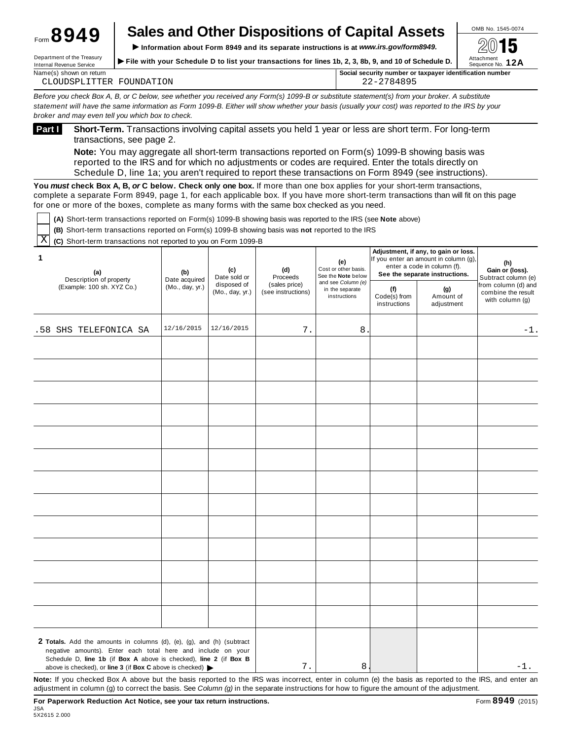Form **8949**

# Sales and Other Dispositions of Capital Assets

▶ Information about Form 8949 and its separate instructions is at *www.irs.gov/form8949.*

▶ File with your Schedule D to list your transactions for lines 1b, 2, 3, 8b, 9, and 10 of Schedule D.

Department of the Treasury
Internal Revenue Service

OMB No. 1545-0074

2015

Attachment Sequence No. **12A**

Name(s) shown on return: CLOUDSPLITTER FOUNDATION

Social security number or taxpayer identification number: 22-2784895

*Before you check Box A, B, or C below, see whether you received any Form(s) 1099-B or substitute statement(s) from your broker. A substitute statement will have the same information as Form 1099-B. Either will show whether your basis (usually your cost) was reported to the IRS by your broker and may even tell you which box to check.*

**Part I** **Short-Term.** Transactions involving capital assets you held 1 year or less are short term. For long-term transactions, see page 2.

**Note:** You may aggregate all short-term transactions reported on Form(s) 1099-B showing basis was reported to the IRS and for which no adjustments or codes are required. Enter the totals directly on Schedule D, line 1a; you aren't required to report these transactions on Form 8949 (see instructions).

**You *must* check Box A, B, *or* C below. Check only one box.** If more than one box applies for your short-term transactions, complete a separate Form 8949, page 1, for each applicable box. If you have more short-term transactions than will fit on this page for one or more of the boxes, complete as many forms with the same box checked as you need.

- [ ] **(A)** Short-term transactions reported on Form(s) 1099-B showing basis was reported to the IRS (see **Note** above)
- [ ] **(B)** Short-term transactions reported on Form(s) 1099-B showing basis was **not** reported to the IRS
- [X] **(C)** Short-term transactions not reported to you on Form 1099-B

| 1 (a) Description of property (Example: 100 sh. XYZ Co.) | (b) Date acquired (Mo., day, yr.) | (c) Date sold or disposed of (Mo., day, yr.) | (d) Proceeds (sales price) (see instructions) | (e) Cost or other basis. See the Note below and see *Column (e)* in the separate instructions | Adjustment, if any, to gain or loss. If you enter an amount in column (g), enter a code in column (f). See the separate instructions. (f) Code(s) from instructions | (g) Amount of adjustment | (h) Gain or (loss). Subtract column (e) from column (d) and combine the result with column (g) |
|---|---|---|---|---|---|---|---|
| .58 SHS TELEFONICA SA | 12/16/2015 | 12/16/2015 | 7. | 8. | | | -1. |
| | | | | | | | |
| | | | | | | | |
| | | | | | | | |
| | | | | | | | |
| | | | | | | | |
| | | | | | | | |
| | | | | | | | |
| | | | | | | | |
| | | | | | | | |
| | | | | | | | |
| | | | | | | | |
| | | | | | | | |
| | | | | | | | |
| **2 Totals.** Add the amounts in columns (d), (e), (g), and (h) (subtract negative amounts). Enter each total here and include on your Schedule D, **line 1b** (if **Box A** above is checked), **line 2** (if **Box B** above is checked), or **line 3** (if **Box C** above is checked) ▶ | | | 7. | 8. | | | -1. |

**Note:** If you checked Box A above but the basis reported to the IRS was incorrect, enter in column (e) the basis as reported to the IRS, and enter an adjustment in column (g) to correct the basis. See *Column (g)* in the separate instructions for how to figure the amount of the adjustment.

**For Paperwork Reduction Act Notice, see your tax return instructions.** Form **8949** (2015)

JSA
5X2615 2.000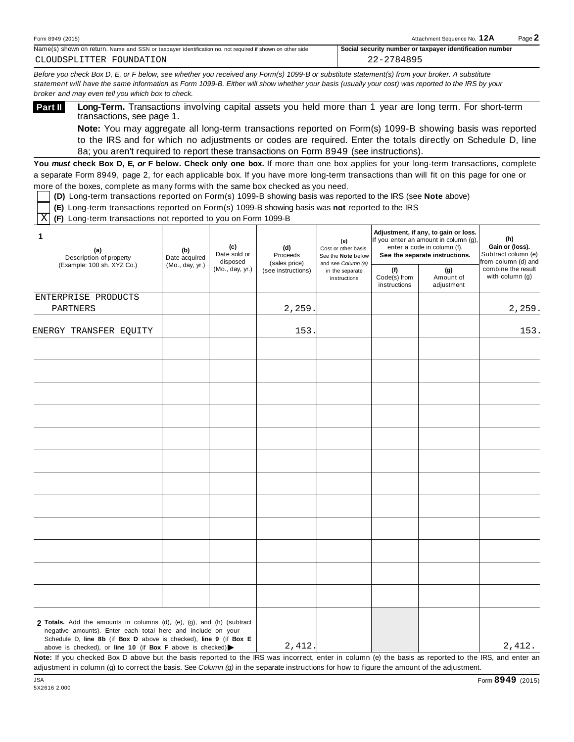Form 8949 (2015) Attachment Sequence No. **12A** Page **2**

| Name(s) shown on return. Name and SSN or taxpayer identification no. not required if shown on other side | Social security number or taxpayer identification number |
|---|---|
| CLOUDSPLITTER FOUNDATION | 22-2784895 |

*Before you check Box D, E, or F below, see whether you received any Form(s) 1099-B or substitute statement(s) from your broker. A substitute statement will have the same information as Form 1099-B. Either will show whether your basis (usually your cost) was reported to the IRS by your broker and may even tell you which box to check.*

## Part II **Long-Term.** Transactions involving capital assets you held more than 1 year are long term. For short-term transactions, see page 1.

**Note:** You may aggregate all long-term transactions reported on Form(s) 1099-B showing basis was reported to the IRS and for which no adjustments or codes are required. Enter the totals directly on Schedule D, line 8a; you aren't required to report these transactions on Form 8949 (see instructions).

**You *must* check Box D, E, *or* F below. Check only one box.** If more than one box applies for your long-term transactions, complete a separate Form 8949, page 2, for each applicable box. If you have more long-term transactions than will fit on this page for one or more of the boxes, complete as many forms with the same box checked as you need.

- [ ] **(D)** Long-term transactions reported on Form(s) 1099-B showing basis was reported to the IRS (see **Note** above)
- [ ] **(E)** Long-term transactions reported on Form(s) 1099-B showing basis was **not** reported to the IRS
- [X] **(F)** Long-term transactions not reported to you on Form 1099-B

| 1 (a) Description of property (Example: 100 sh. XYZ Co.) | (b) Date acquired (Mo., day, yr.) | (c) Date sold or disposed (Mo., day, yr.) | (d) Proceeds (sales price) (see instructions) | (e) Cost or other basis. See the **Note** below and see *Column (e)* in the separate instructions | Adjustment, if any, to gain or loss. If you enter an amount in column (g), enter a code in column (f). See the separate instructions. (f) Code(s) from instructions | (g) Amount of adjustment | (h) Gain or (loss). Subtract column (e) from column (d) and combine the result with column (g) |
|---|---|---|---|---|---|---|---|
| ENTERPRISE PRODUCTS PARTNERS | | | 2,259. | | | | 2,259. |
| ENERGY TRANSFER EQUITY | | | 153. | | | | 153. |
| | | | | | | | |
| | | | | | | | |
| | | | | | | | |
| | | | | | | | |
| | | | | | | | |
| | | | | | | | |
| | | | | | | | |
| | | | | | | | |
| | | | | | | | |
| | | | | | | | |
| | | | | | | | |
| | | | | | | | |
| **2 Totals.** Add the amounts in columns (d), (e), (g), and (h) (subtract negative amounts). Enter each total here and include on your Schedule D, **line 8b** (if **Box D** above is checked), **line 9** (if **Box E** above is checked), or **line 10** (if **Box F** above is checked) ▶ | | | 2,412. | | | | 2,412. |

**Note:** If you checked Box D above but the basis reported to the IRS was incorrect, enter in column (e) the basis as reported to the IRS, and enter an adjustment in column (g) to correct the basis. See *Column (g)* in the separate instructions for how to figure the amount of the adjustment.

JSA
5X2616 2.000

Form **8949** (2015)